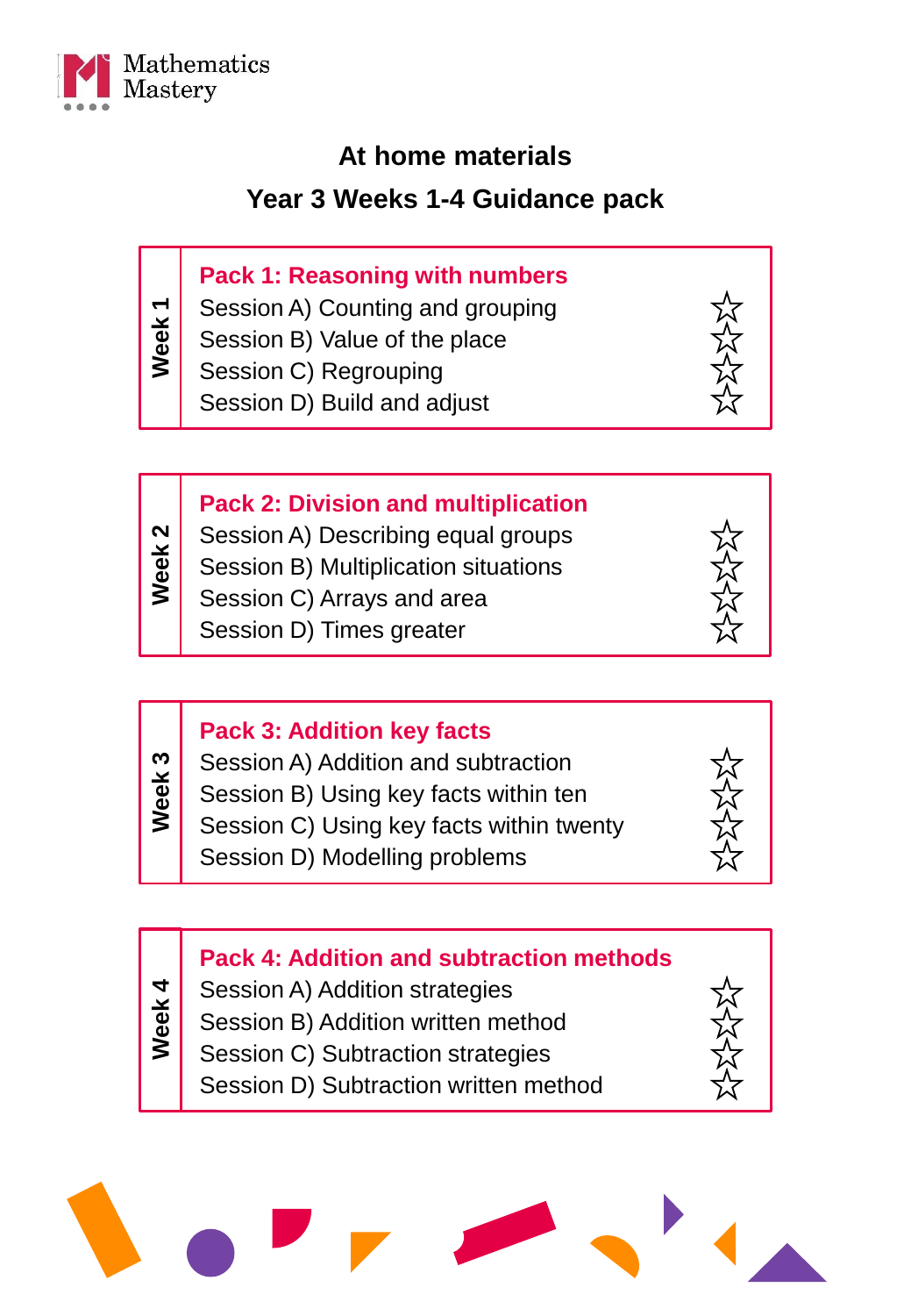Mathematics Mastery

# At home materials

## Year 3 Weeks 1-4 Guidance pack

| Week 1 | |
|---|---|
| **Pack 1: Reasoning with numbers** | |
| Session A) Counting and grouping | ☆ |
| Session B) Value of the place | ☆ |
| Session C) Regrouping | ☆ |
| Session D) Build and adjust | ☆ |

| Week 2 | |
|---|---|
| **Pack 2: Division and multiplication** | |
| Session A) Describing equal groups | ☆ |
| Session B) Multiplication situations | ☆ |
| Session C) Arrays and area | ☆ |
| Session D) Times greater | ☆ |

| Week 3 | |
|---|---|
| **Pack 3: Addition key facts** | |
| Session A) Addition and subtraction | ☆ |
| Session B) Using key facts within ten | ☆ |
| Session C) Using key facts within twenty | ☆ |
| Session D) Modelling problems | ☆ |

| Week 4 | |
|---|---|
| **Pack 4: Addition and subtraction methods** | |
| Session A) Addition strategies | ☆ |
| Session B) Addition written method | ☆ |
| Session C) Subtraction strategies | ☆ |
| Session D) Subtraction written method | ☆ |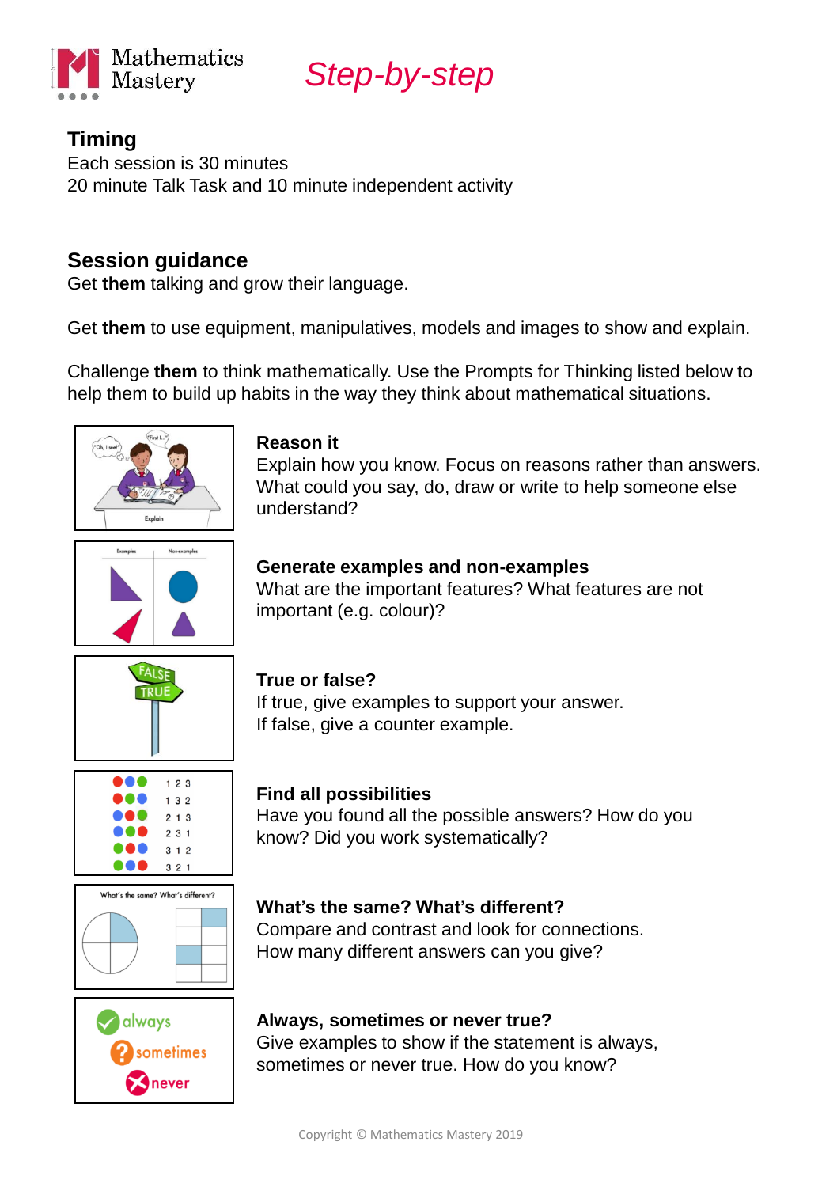Mathematics Mastery

# *Step-by-step*

## Timing

Each session is 30 minutes
20 minute Talk Task and 10 minute independent activity

## Session guidance

Get **them** talking and grow their language.

Get **them** to use equipment, manipulatives, models and images to show and explain.

Challenge **them** to think mathematically. Use the Prompts for Thinking listed below to help them to build up habits in the way they think about mathematical situations.

**Reason it**
Explain how you know. Focus on reasons rather than answers. What could you say, do, draw or write to help someone else understand?

**Generate examples and non-examples**
What are the important features? What features are not important (e.g. colour)?

**True or false?**
If true, give examples to support your answer.
If false, give a counter example.

**Find all possibilities**
Have you found all the possible answers? How do you know? Did you work systematically?

**What's the same? What's different?**
Compare and contrast and look for connections.
How many different answers can you give?

**Always, sometimes or never true?**
Give examples to show if the statement is always, sometimes or never true. How do you know?

Copyright © Mathematics Mastery 2019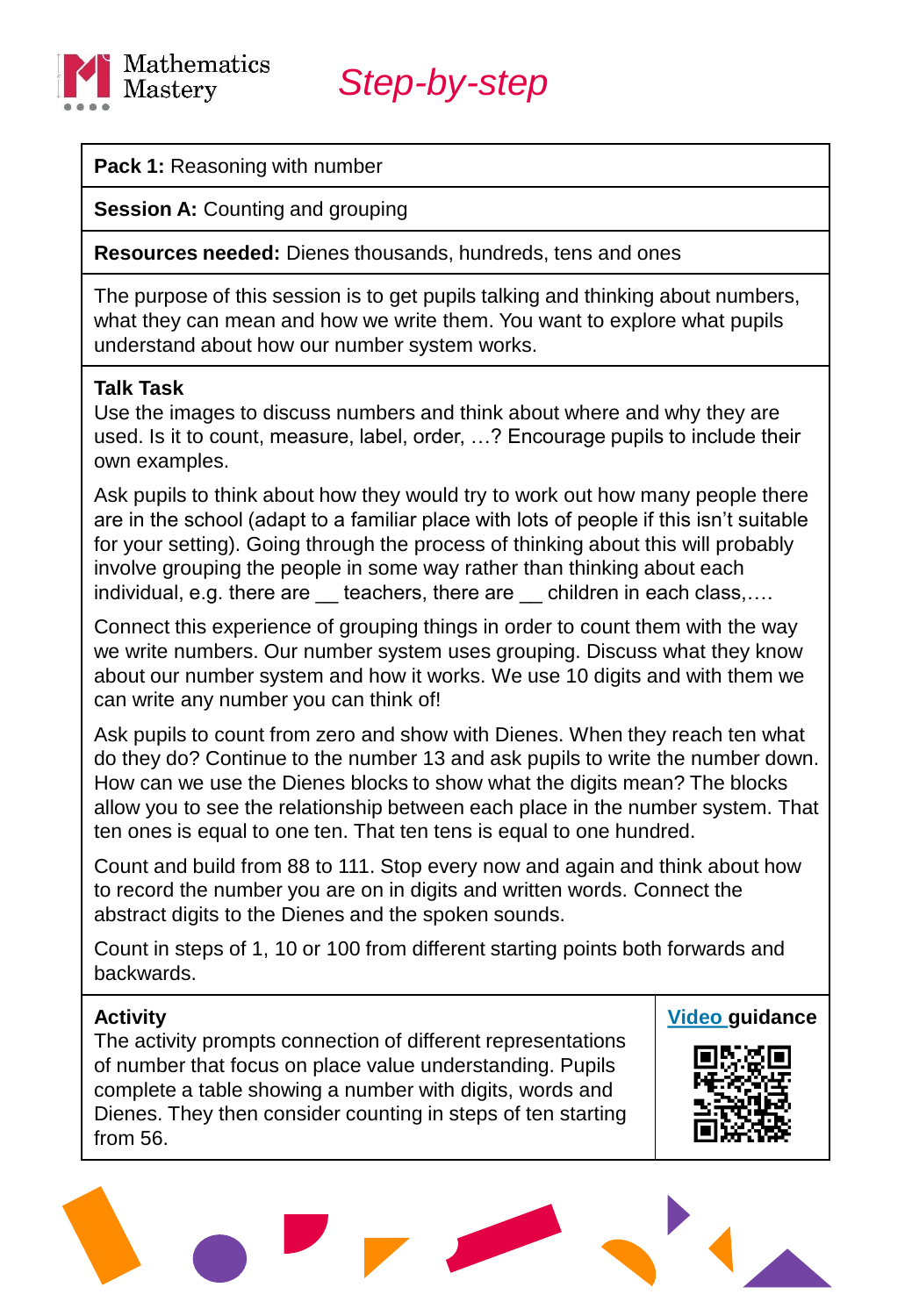Mathematics Mastery

# *Step-by-step*

**Pack 1:** Reasoning with number

**Session A:** Counting and grouping

**Resources needed:** Dienes thousands, hundreds, tens and ones

The purpose of this session is to get pupils talking and thinking about numbers, what they can mean and how we write them. You want to explore what pupils understand about how our number system works.

**Talk Task**

Use the images to discuss numbers and think about where and why they are used. Is it to count, measure, label, order, …? Encourage pupils to include their own examples.

Ask pupils to think about how they would try to work out how many people there are in the school (adapt to a familiar place with lots of people if this isn't suitable for your setting). Going through the process of thinking about this will probably involve grouping the people in some way rather than thinking about each individual, e.g. there are __ teachers, there are __ children in each class,….

Connect this experience of grouping things in order to count them with the way we write numbers. Our number system uses grouping. Discuss what they know about our number system and how it works. We use 10 digits and with them we can write any number you can think of!

Ask pupils to count from zero and show with Dienes. When they reach ten what do they do? Continue to the number 13 and ask pupils to write the number down. How can we use the Dienes blocks to show what the digits mean? The blocks allow you to see the relationship between each place in the number system. That ten ones is equal to one ten. That ten tens is equal to one hundred.

Count and build from 88 to 111. Stop every now and again and think about how to record the number you are on in digits and written words. Connect the abstract digits to the Dienes and the spoken sounds.

Count in steps of 1, 10 or 100 from different starting points both forwards and backwards.

**Activity**

The activity prompts connection of different representations of number that focus on place value understanding. Pupils complete a table showing a number with digits, words and Dienes. They then consider counting in steps of ten starting from 56.

**Video guidance**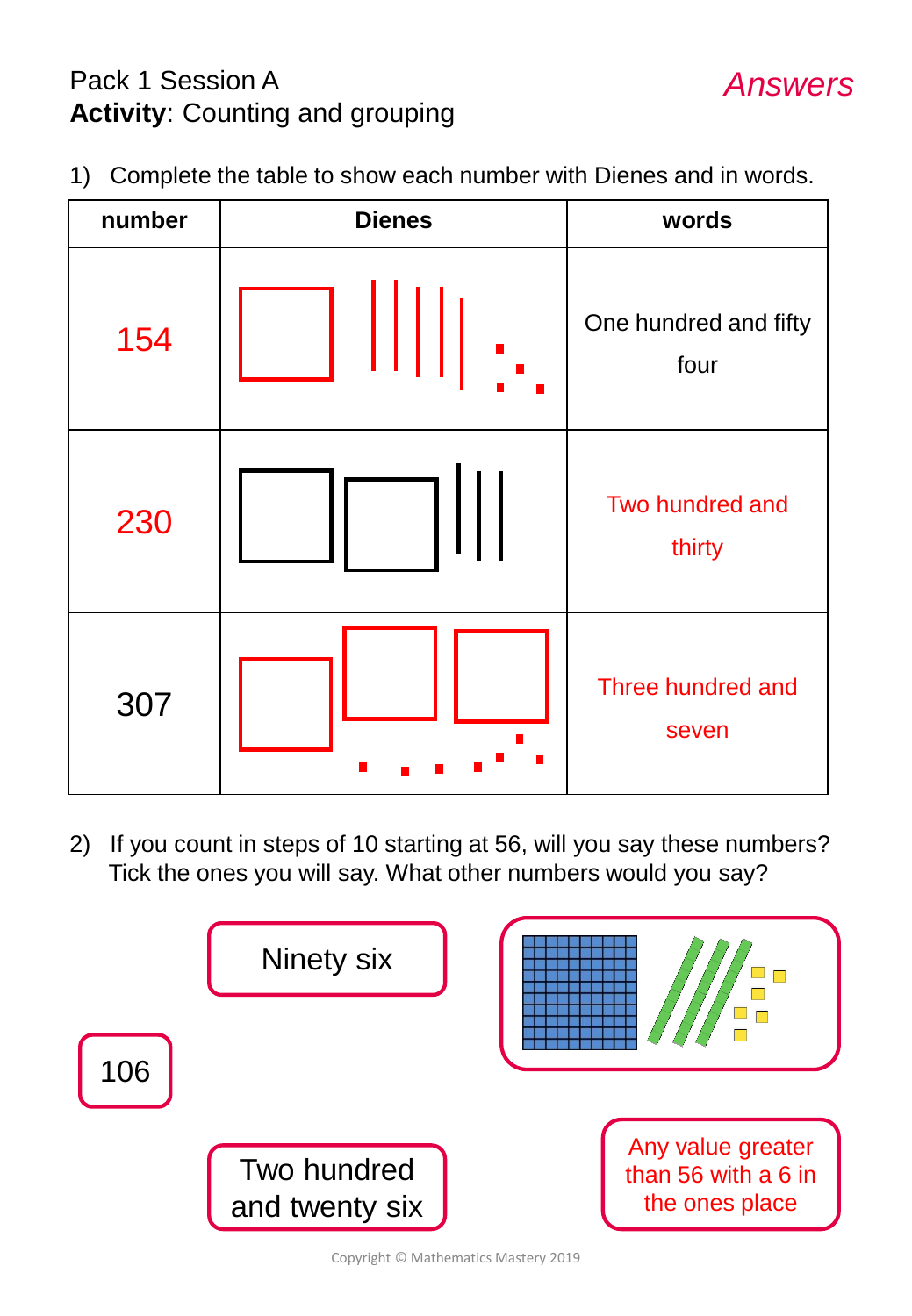Pack 1 Session A

**Activity**: Counting and grouping

*Answers*

1) Complete the table to show each number with Dienes and in words.

| number | Dienes | words |
|---|---|---|
| 154 | | One hundred and fifty four |
| 230 | | Two hundred and thirty |
| 307 | | Three hundred and seven |

2) If you count in steps of 10 starting at 56, will you say these numbers? Tick the ones you will say. What other numbers would you say?

Ninety six

106

Two hundred and twenty six

Any value greater than 56 with a 6 in the ones place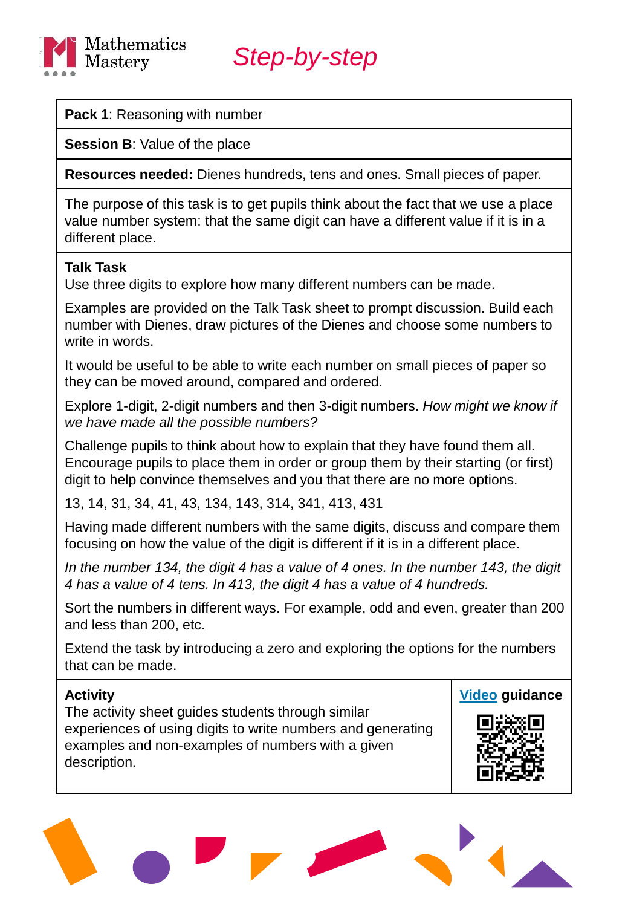Mathematics Mastery

# *Step-by-step*

**Pack 1**: Reasoning with number

**Session B**: Value of the place

**Resources needed:** Dienes hundreds, tens and ones. Small pieces of paper.

The purpose of this task is to get pupils think about the fact that we use a place value number system: that the same digit can have a different value if it is in a different place.

**Talk Task**

Use three digits to explore how many different numbers can be made.

Examples are provided on the Talk Task sheet to prompt discussion. Build each number with Dienes, draw pictures of the Dienes and choose some numbers to write in words.

It would be useful to be able to write each number on small pieces of paper so they can be moved around, compared and ordered.

Explore 1-digit, 2-digit numbers and then 3-digit numbers. *How might we know if we have made all the possible numbers?*

Challenge pupils to think about how to explain that they have found them all. Encourage pupils to place them in order or group them by their starting (or first) digit to help convince themselves and you that there are no more options.

13, 14, 31, 34, 41, 43, 134, 143, 314, 341, 413, 431

Having made different numbers with the same digits, discuss and compare them focusing on how the value of the digit is different if it is in a different place.

*In the number 134, the digit 4 has a value of 4 ones. In the number 143, the digit 4 has a value of 4 tens. In 413, the digit 4 has a value of 4 hundreds.*

Sort the numbers in different ways. For example, odd and even, greater than 200 and less than 200, etc.

Extend the task by introducing a zero and exploring the options for the numbers that can be made.

**Activity**

The activity sheet guides students through similar experiences of using digits to write numbers and generating examples and non-examples of numbers with a given description.

Video **guidance**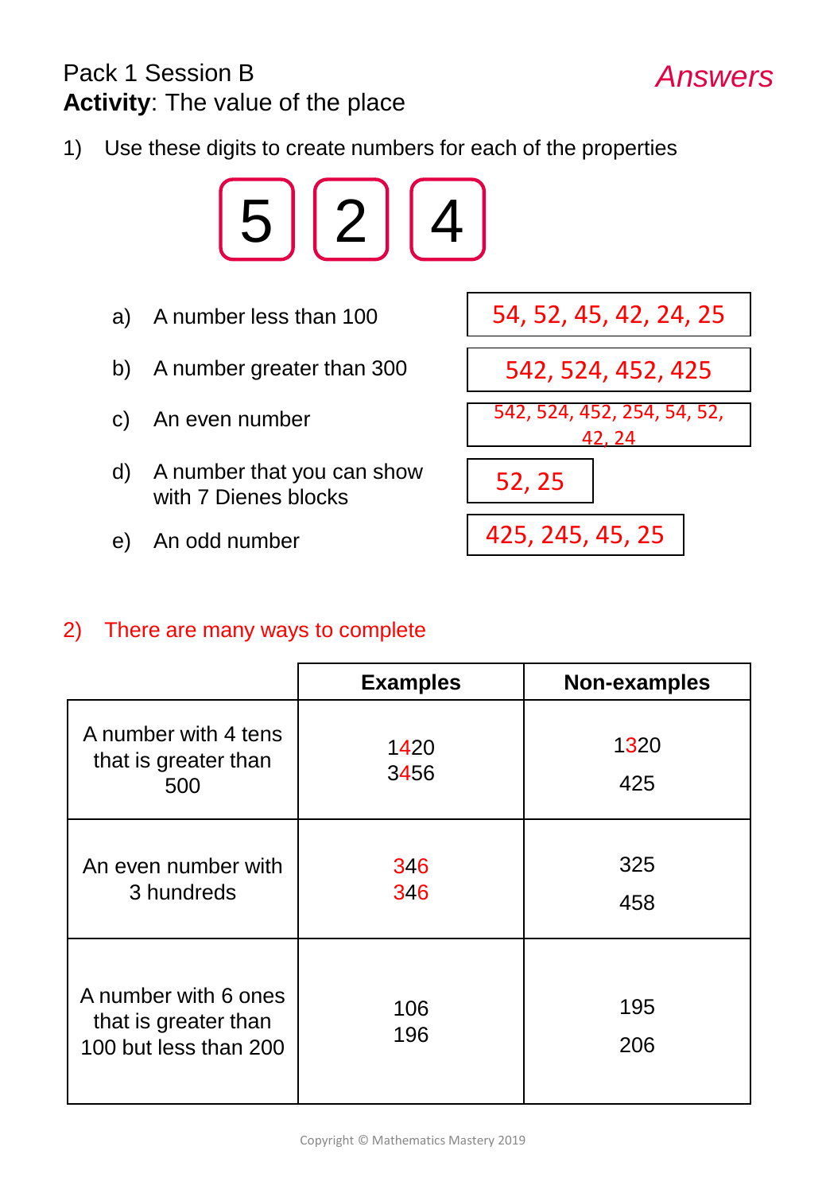Pack 1 Session B

**Activity**: The value of the place

*Answers*

1) Use these digits to create numbers for each of the properties

5 2 4

| | | |
|---|---|---|
| a) | A number less than 100 | 54, 52, 45, 42, 24, 25 |
| b) | A number greater than 300 | 542, 524, 452, 425 |
| c) | An even number | 542, 524, 452, 254, 54, 52, 42, 24 |
| d) | A number that you can show with 7 Dienes blocks | 52, 25 |
| e) | An odd number | 425, 245, 45, 25 |

2) There are many ways to complete

| | Examples | Non-examples |
|---|---|---|
| A number with 4 tens that is greater than 500 | 1420<br>3456 | 1320<br>425 |
| An even number with 3 hundreds | 346<br>346 | 325<br>458 |
| A number with 6 ones that is greater than 100 but less than 200 | 106<br>196 | 195<br>206 |

Copyright © Mathematics Mastery 2019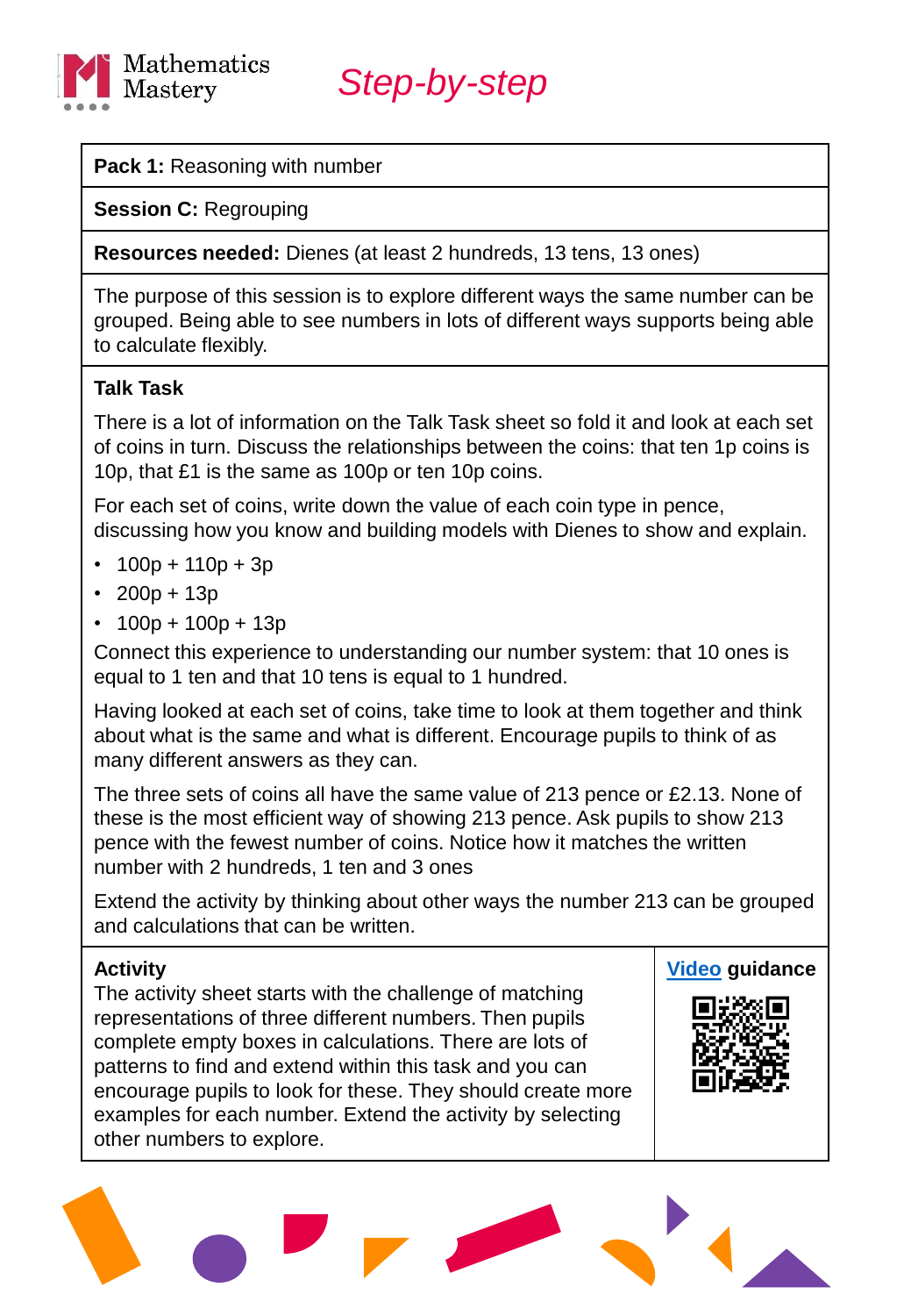Mathematics Mastery

*Step-by-step*

**Pack 1:** Reasoning with number

**Session C:** Regrouping

**Resources needed:** Dienes (at least 2 hundreds, 13 tens, 13 ones)

The purpose of this session is to explore different ways the same number can be grouped. Being able to see numbers in lots of different ways supports being able to calculate flexibly.

**Talk Task**

There is a lot of information on the Talk Task sheet so fold it and look at each set of coins in turn. Discuss the relationships between the coins: that ten 1p coins is 10p, that £1 is the same as 100p or ten 10p coins.

For each set of coins, write down the value of each coin type in pence, discussing how you know and building models with Dienes to show and explain.

- 100p + 110p + 3p
- 200p + 13p
- 100p + 100p + 13p

Connect this experience to understanding our number system: that 10 ones is equal to 1 ten and that 10 tens is equal to 1 hundred.

Having looked at each set of coins, take time to look at them together and think about what is the same and what is different. Encourage pupils to think of as many different answers as they can.

The three sets of coins all have the same value of 213 pence or £2.13. None of these is the most efficient way of showing 213 pence. Ask pupils to show 213 pence with the fewest number of coins. Notice how it matches the written number with 2 hundreds, 1 ten and 3 ones

Extend the activity by thinking about other ways the number 213 can be grouped and calculations that can be written.

**Activity**

The activity sheet starts with the challenge of matching representations of three different numbers. Then pupils complete empty boxes in calculations. There are lots of patterns to find and extend within this task and you can encourage pupils to look for these. They should create more examples for each number. Extend the activity by selecting other numbers to explore.

**Video guidance**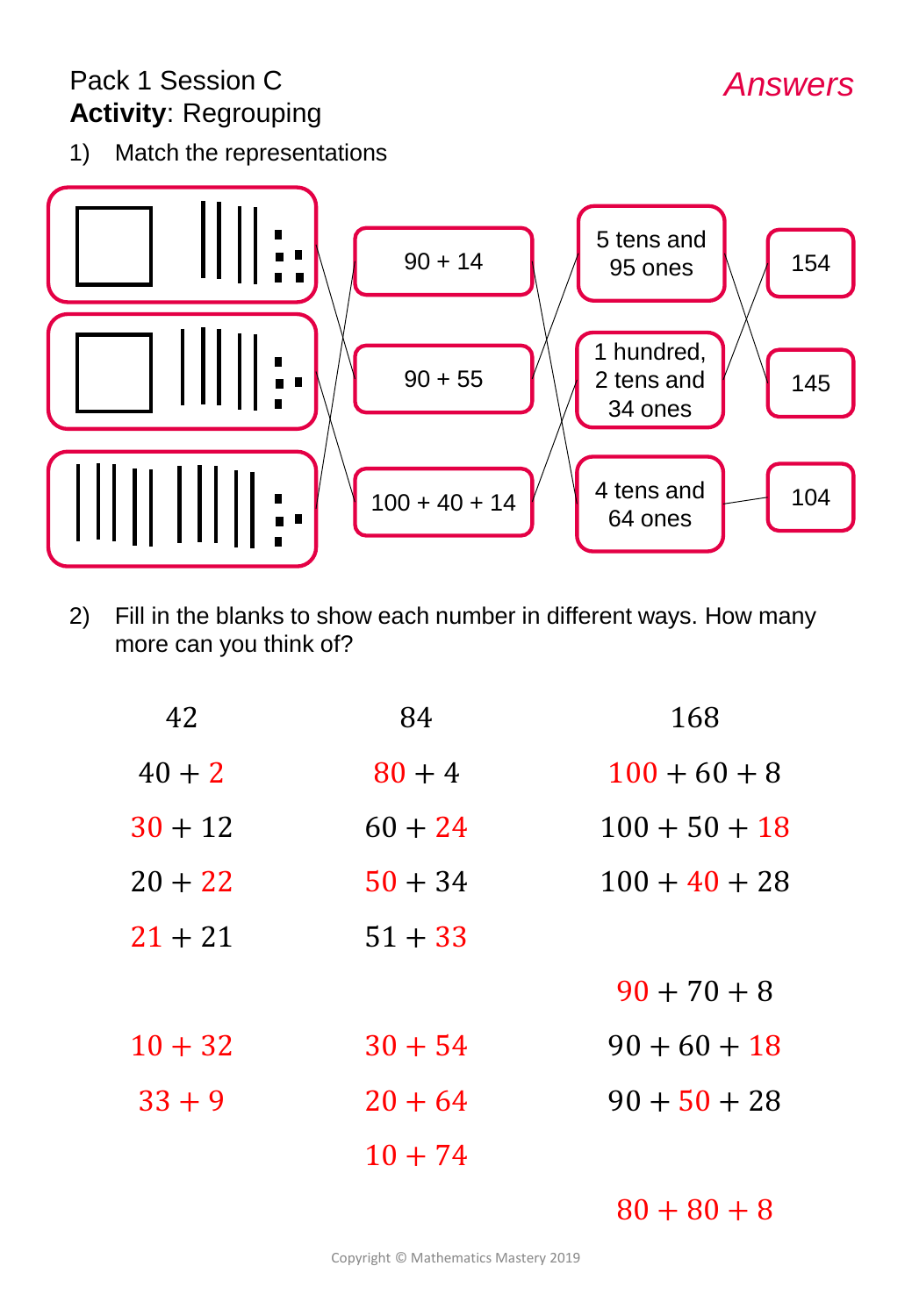Pack 1 Session C

**Activity**: Regrouping

*Answers*

1) Match the representations

| | | | |
|---|---|---|---|
| | 90 + 14 | 5 tens and 95 ones | 154 |
| | 90 + 55 | 1 hundred, 2 tens and 34 ones | 145 |
| | 100 + 40 + 14 | 4 tens and 64 ones | 104 |

2) Fill in the blanks to show each number in different ways. How many more can you think of?

| 42 | 84 | 168 |
|---|---|---|
| $40 + 2$ | $80 + 4$ | $100 + 60 + 8$ |
| $30 + 12$ | $60 + 24$ | $100 + 50 + 18$ |
| $20 + 22$ | $50 + 34$ | $100 + 40 + 28$ |
| $21 + 21$ | $51 + 33$ | |
| | | $90 + 70 + 8$ |
| $10 + 32$ | $30 + 54$ | $90 + 60 + 18$ |
| $33 + 9$ | $20 + 64$ | $90 + 50 + 28$ |
| | $10 + 74$ | |
| | | $80 + 80 + 8$ |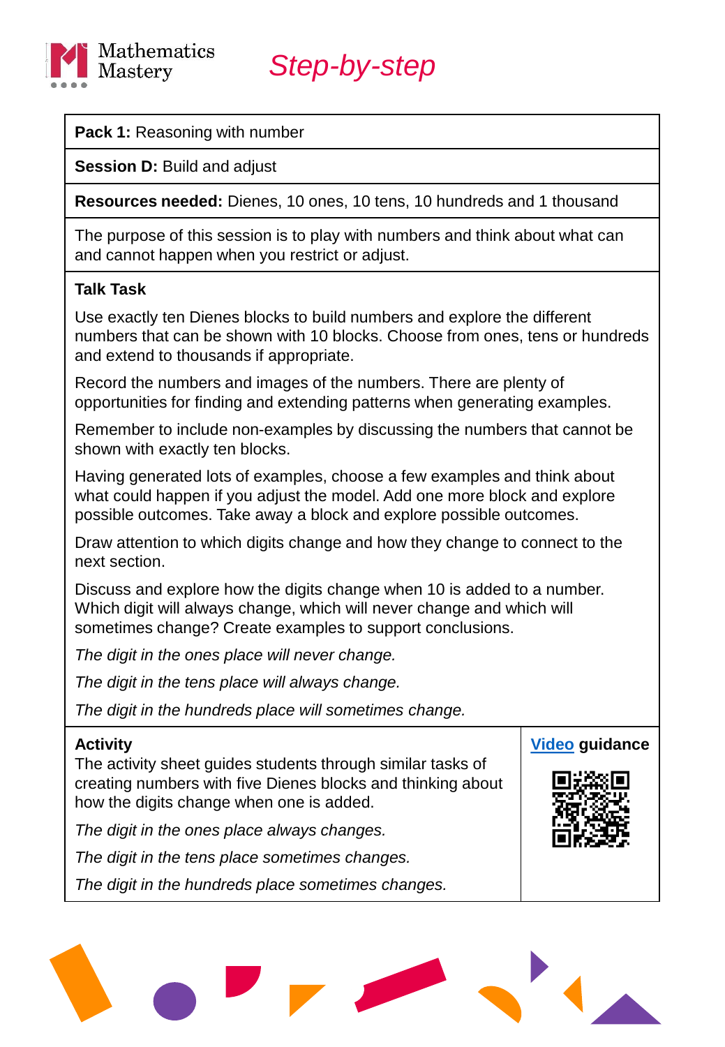Mathematics Mastery

*Step-by-step*

**Pack 1:** Reasoning with number

**Session D:** Build and adjust

**Resources needed:** Dienes, 10 ones, 10 tens, 10 hundreds and 1 thousand

The purpose of this session is to play with numbers and think about what can and cannot happen when you restrict or adjust.

**Talk Task**

Use exactly ten Dienes blocks to build numbers and explore the different numbers that can be shown with 10 blocks. Choose from ones, tens or hundreds and extend to thousands if appropriate.

Record the numbers and images of the numbers. There are plenty of opportunities for finding and extending patterns when generating examples.

Remember to include non-examples by discussing the numbers that cannot be shown with exactly ten blocks.

Having generated lots of examples, choose a few examples and think about what could happen if you adjust the model. Add one more block and explore possible outcomes. Take away a block and explore possible outcomes.

Draw attention to which digits change and how they change to connect to the next section.

Discuss and explore how the digits change when 10 is added to a number. Which digit will always change, which will never change and which will sometimes change? Create examples to support conclusions.

*The digit in the ones place will never change.*

*The digit in the tens place will always change.*

*The digit in the hundreds place will sometimes change.*

**Activity**

The activity sheet guides students through similar tasks of creating numbers with five Dienes blocks and thinking about how the digits change when one is added.

*The digit in the ones place always changes.*

*The digit in the tens place sometimes changes.*

*The digit in the hundreds place sometimes changes.*

**Video guidance**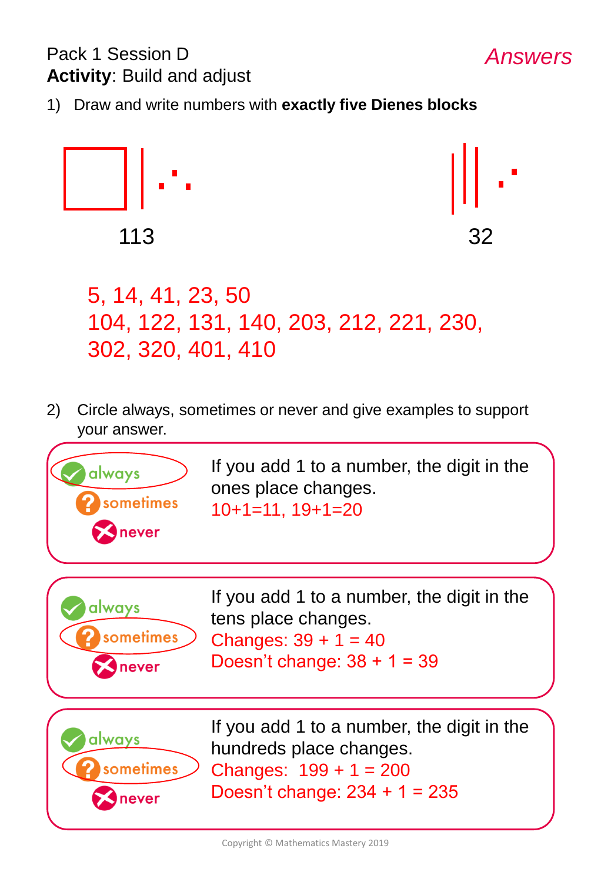Pack 1 Session D

**Activity**: Build and adjust

*Answers*

1) Draw and write numbers with **exactly five Dienes blocks**

113

32

5, 14, 41, 23, 50
104, 122, 131, 140, 203, 212, 221, 230,
302, 320, 401, 410

2) Circle always, sometimes or never and give examples to support your answer.

| | |
|---|---|
| **always** (circled) / sometimes / never | If you add 1 to a number, the digit in the ones place changes. 10+1=11, 19+1=20 |
| always / **sometimes** (circled) / never | If you add 1 to a number, the digit in the tens place changes. Changes: 39 + 1 = 40 Doesn't change: 38 + 1 = 39 |
| always / **sometimes** (circled) / never | If you add 1 to a number, the digit in the hundreds place changes. Changes: 199 + 1 = 200 Doesn't change: 234 + 1 = 235 |

Copyright © Mathematics Mastery 2019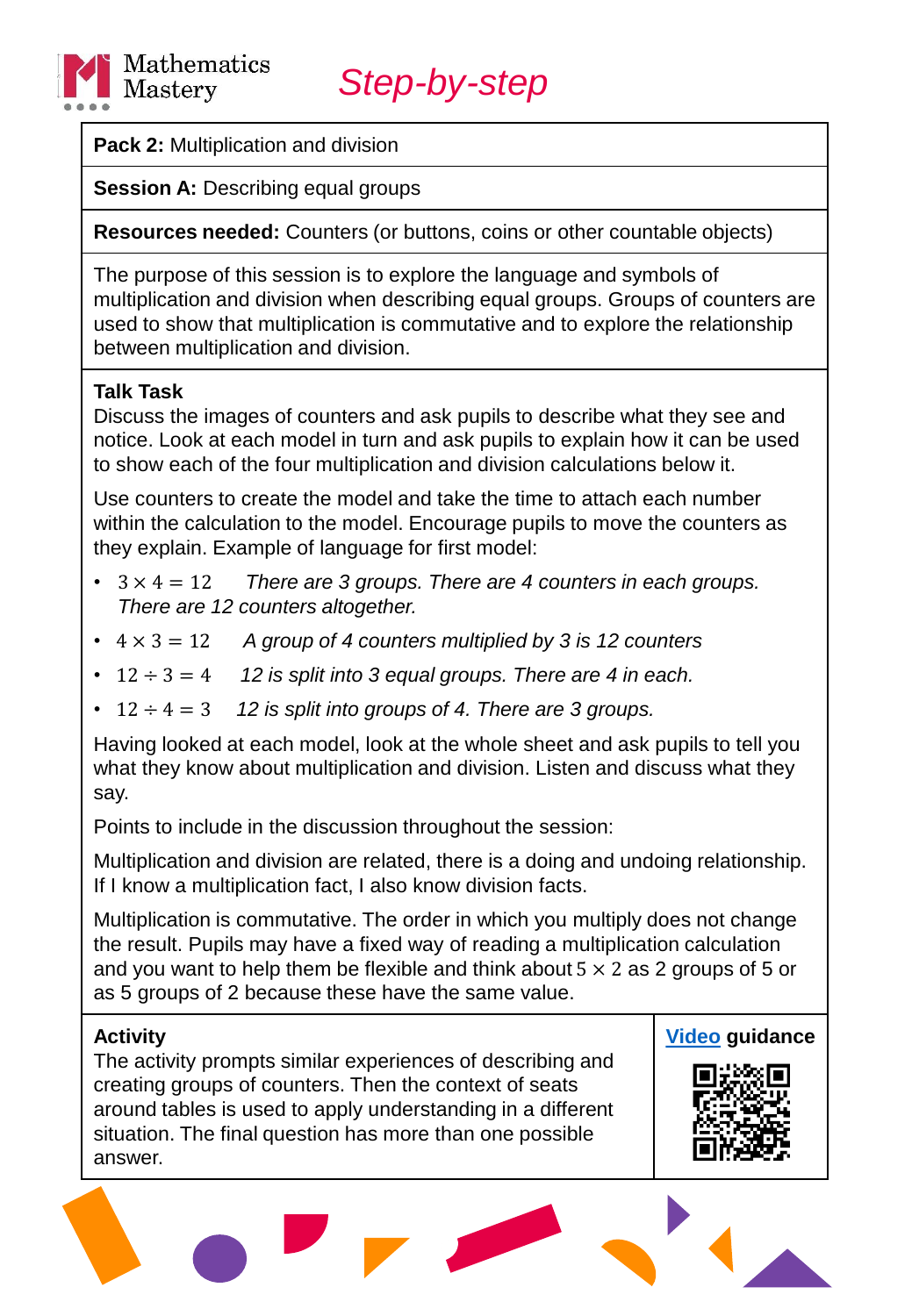# Step-by-step

**Pack 2:** Multiplication and division

**Session A:** Describing equal groups

**Resources needed:** Counters (or buttons, coins or other countable objects)

The purpose of this session is to explore the language and symbols of multiplication and division when describing equal groups. Groups of counters are used to show that multiplication is commutative and to explore the relationship between multiplication and division.

**Talk Task**

Discuss the images of counters and ask pupils to describe what they see and notice. Look at each model in turn and ask pupils to explain how it can be used to show each of the four multiplication and division calculations below it.

Use counters to create the model and take the time to attach each number within the calculation to the model. Encourage pupils to move the counters as they explain. Example of language for first model:

- $3 \times 4 = 12$ *There are 3 groups. There are 4 counters in each groups. There are 12 counters altogether.*
- $4 \times 3 = 12$ *A group of 4 counters multiplied by 3 is 12 counters*
- $12 \div 3 = 4$ *12 is split into 3 equal groups. There are 4 in each.*
- $12 \div 4 = 3$ *12 is split into groups of 4. There are 3 groups.*

Having looked at each model, look at the whole sheet and ask pupils to tell you what they know about multiplication and division. Listen and discuss what they say.

Points to include in the discussion throughout the session:

Multiplication and division are related, there is a doing and undoing relationship. If I know a multiplication fact, I also know division facts.

Multiplication is commutative. The order in which you multiply does not change the result. Pupils may have a fixed way of reading a multiplication calculation and you want to help them be flexible and think about $5 \times 2$ as 2 groups of 5 or as 5 groups of 2 because these have the same value.

**Activity**

The activity prompts similar experiences of describing and creating groups of counters. Then the context of seats around tables is used to apply understanding in a different situation. The final question has more than one possible answer.

**Video guidance**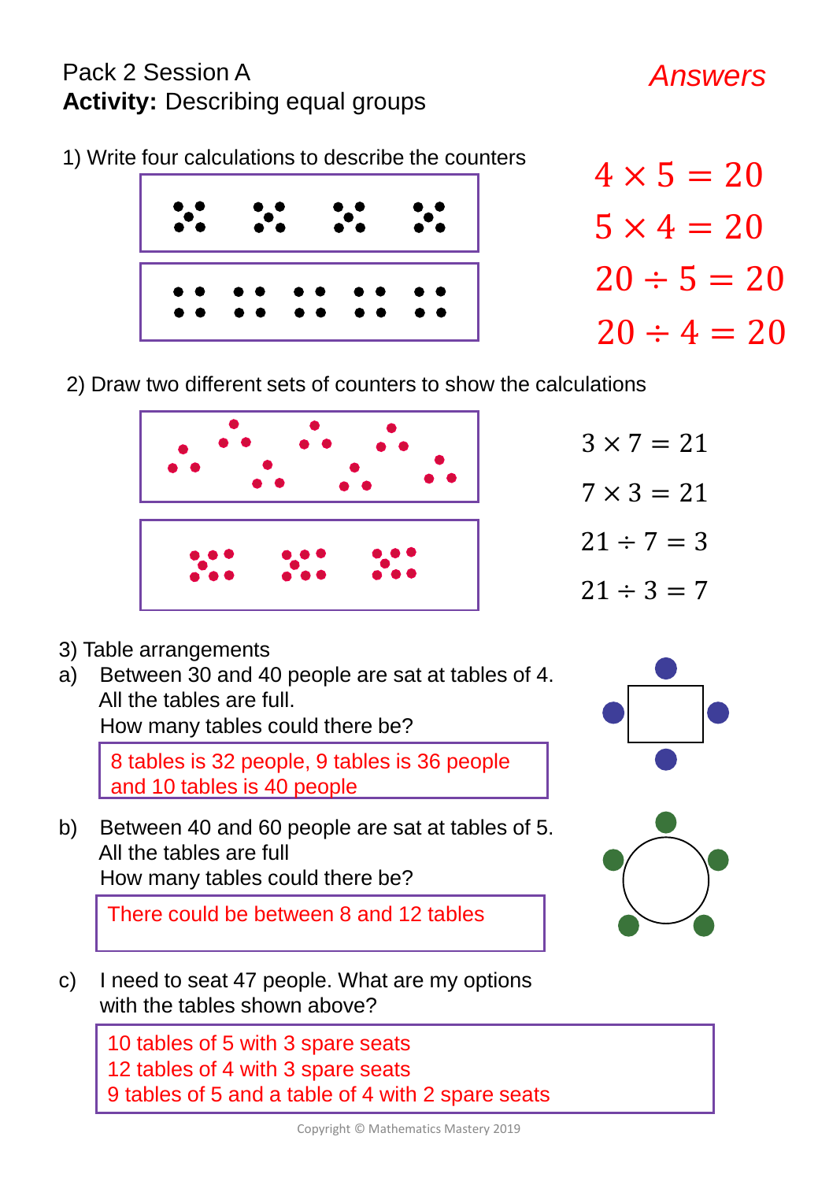Pack 2 Session A

**Activity:** Describing equal groups

*Answers*

1) Write four calculations to describe the counters

$4 \times 5 = 20$

$5 \times 4 = 20$

$20 \div 5 = 20$

$20 \div 4 = 20$

2) Draw two different sets of counters to show the calculations

$3 \times 7 = 21$

$7 \times 3 = 21$

$21 \div 7 = 3$

$21 \div 3 = 7$

3) Table arrangements

a) Between 30 and 40 people are sat at tables of 4. All the tables are full. How many tables could there be?

8 tables is 32 people, 9 tables is 36 people and 10 tables is 40 people

b) Between 40 and 60 people are sat at tables of 5. All the tables are full. How many tables could there be?

There could be between 8 and 12 tables

c) I need to seat 47 people. What are my options with the tables shown above?

10 tables of 5 with 3 spare seats
12 tables of 4 with 3 spare seats
9 tables of 5 and a table of 4 with 2 spare seats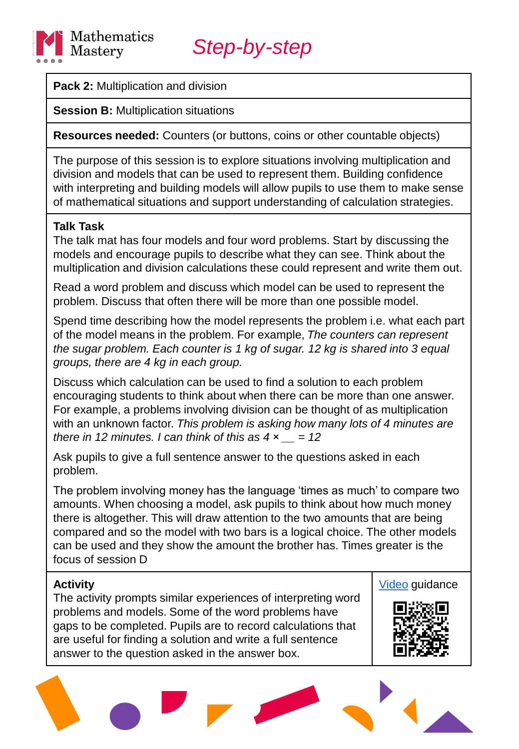# Step-by-step

**Pack 2:** Multiplication and division

**Session B:** Multiplication situations

**Resources needed:** Counters (or buttons, coins or other countable objects)

The purpose of this session is to explore situations involving multiplication and division and models that can be used to represent them. Building confidence with interpreting and building models will allow pupils to use them to make sense of mathematical situations and support understanding of calculation strategies.

**Talk Task**
The talk mat has four models and four word problems. Start by discussing the models and encourage pupils to describe what they can see. Think about the multiplication and division calculations these could represent and write them out.

Read a word problem and discuss which model can be used to represent the problem. Discuss that often there will be more than one possible model.

Spend time describing how the model represents the problem i.e. what each part of the model means in the problem. For example, *The counters can represent the sugar problem. Each counter is 1 kg of sugar. 12 kg is shared into 3 equal groups, there are 4 kg in each group.*

Discuss which calculation can be used to find a solution to each problem encouraging students to think about when there can be more than one answer. For example, a problems involving division can be thought of as multiplication with an unknown factor. *This problem is asking how many lots of 4 minutes are there in 12 minutes. I can think of this as 4 × __ = 12*

Ask pupils to give a full sentence answer to the questions asked in each problem.

The problem involving money has the language 'times as much' to compare two amounts. When choosing a model, ask pupils to think about how much money there is altogether. This will draw attention to the two amounts that are being compared and so the model with two bars is a logical choice. The other models can be used and they show the amount the brother has. Times greater is the focus of session D

**Activity**
The activity prompts similar experiences of interpreting word problems and models. Some of the word problems have gaps to be completed. Pupils are to record calculations that are useful for finding a solution and write a full sentence answer to the question asked in the answer box.

Video guidance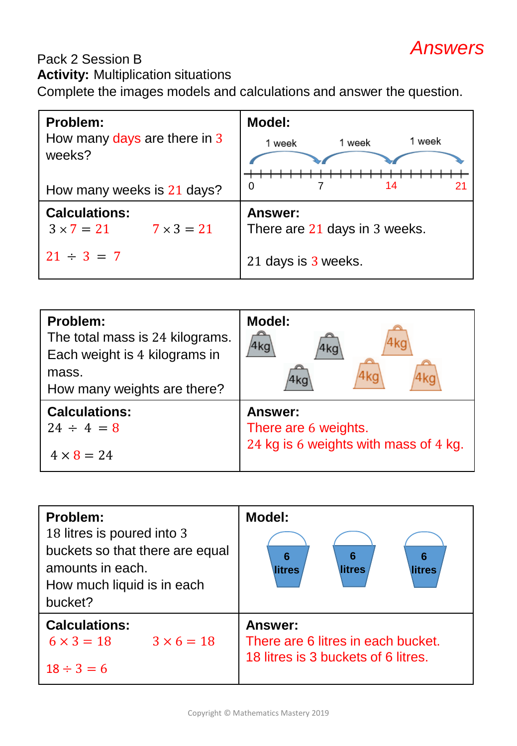*Answers*

Pack 2 Session B

**Activity:** Multiplication situations

Complete the images models and calculations and answer the question.

| **Problem:** How many days are there in 3 weeks? How many weeks is 21 days? | **Model:** 1 week, 1 week, 1 week; 0, 7, 14, 21 |
|---|---|
| **Calculations:** $3 \times 7 = 21$ $7 \times 3 = 21$ $21 \div 3 = 7$ | **Answer:** There are 21 days in 3 weeks. 21 days is 3 weeks. |

| **Problem:** The total mass is 24 kilograms. Each weight is 4 kilograms in mass. How many weights are there? | **Model:** 4kg 4kg 4kg 4kg 4kg 4kg |
|---|---|
| **Calculations:** $24 \div 4 = 8$ $4 \times 8 = 24$ | **Answer:** There are 6 weights. 24 kg is 6 weights with mass of 4 kg. |

| **Problem:** 18 litres is poured into 3 buckets so that there are equal amounts in each. How much liquid is in each bucket? | **Model:** 6 litres, 6 litres, 6 litres |
|---|---|
| **Calculations:** $6 \times 3 = 18$ $3 \times 6 = 18$ $18 \div 3 = 6$ | **Answer:** There are 6 litres in each bucket. 18 litres is 3 buckets of 6 litres. |

Copyright © Mathematics Mastery 2019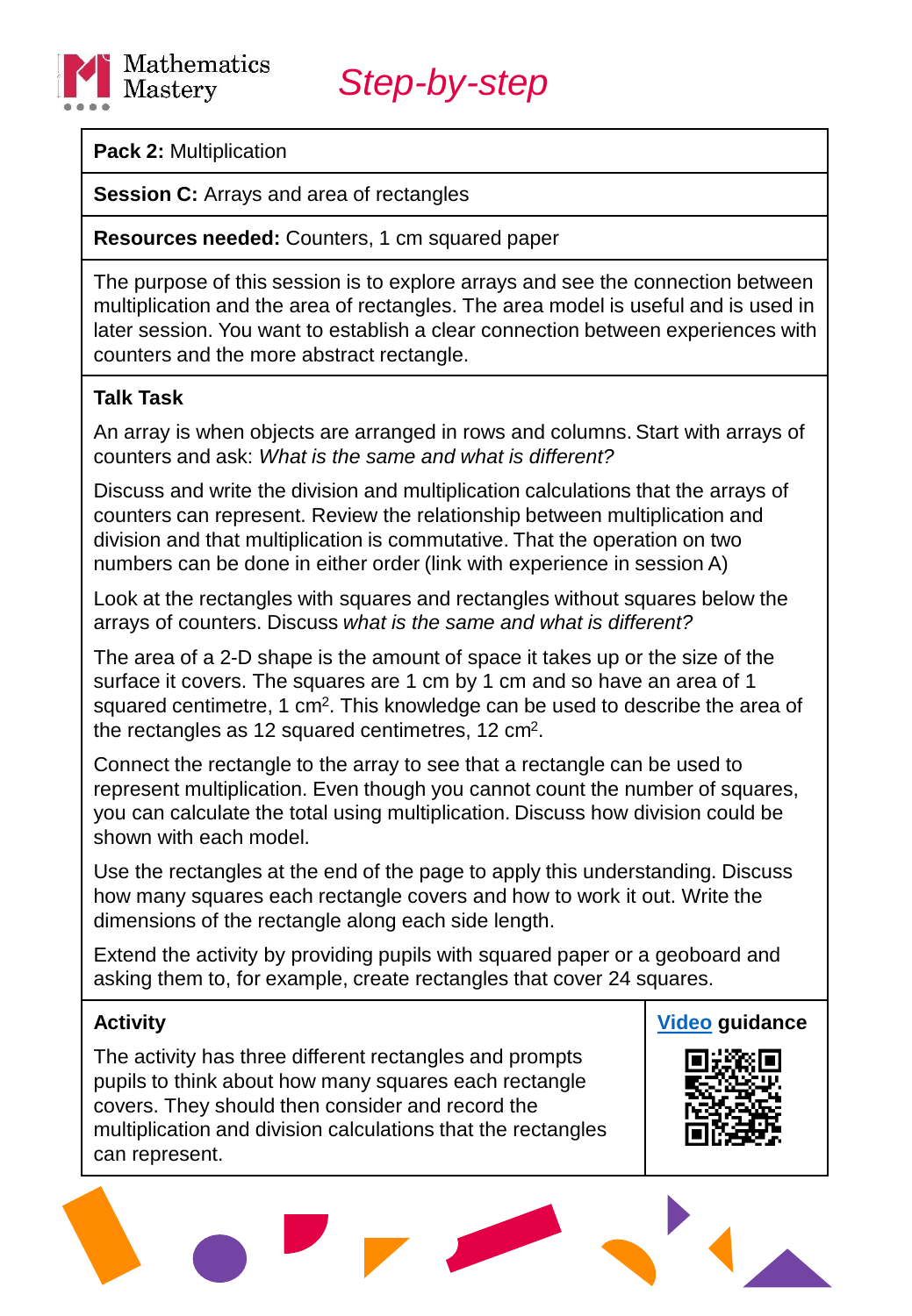Mathematics Mastery

# *Step-by-step*

**Pack 2:** Multiplication

**Session C:** Arrays and area of rectangles

**Resources needed:** Counters, 1 cm squared paper

The purpose of this session is to explore arrays and see the connection between multiplication and the area of rectangles. The area model is useful and is used in later session. You want to establish a clear connection between experiences with counters and the more abstract rectangle.

## Talk Task

An array is when objects are arranged in rows and columns. Start with arrays of counters and ask: *What is the same and what is different?*

Discuss and write the division and multiplication calculations that the arrays of counters can represent. Review the relationship between multiplication and division and that multiplication is commutative. That the operation on two numbers can be done in either order (link with experience in session A)

Look at the rectangles with squares and rectangles without squares below the arrays of counters. Discuss *what is the same and what is different?*

The area of a 2-D shape is the amount of space it takes up or the size of the surface it covers. The squares are 1 cm by 1 cm and so have an area of 1 squared centimetre, 1 $cm^2$. This knowledge can be used to describe the area of the rectangles as 12 squared centimetres, 12 $cm^2$.

Connect the rectangle to the array to see that a rectangle can be used to represent multiplication. Even though you cannot count the number of squares, you can calculate the total using multiplication. Discuss how division could be shown with each model.

Use the rectangles at the end of the page to apply this understanding. Discuss how many squares each rectangle covers and how to work it out. Write the dimensions of the rectangle along each side length.

Extend the activity by providing pupils with squared paper or a geoboard and asking them to, for example, create rectangles that cover 24 squares.

## Activity

The activity has three different rectangles and prompts pupils to think about how many squares each rectangle covers. They should then consider and record the multiplication and division calculations that the rectangles can represent.

**Video guidance**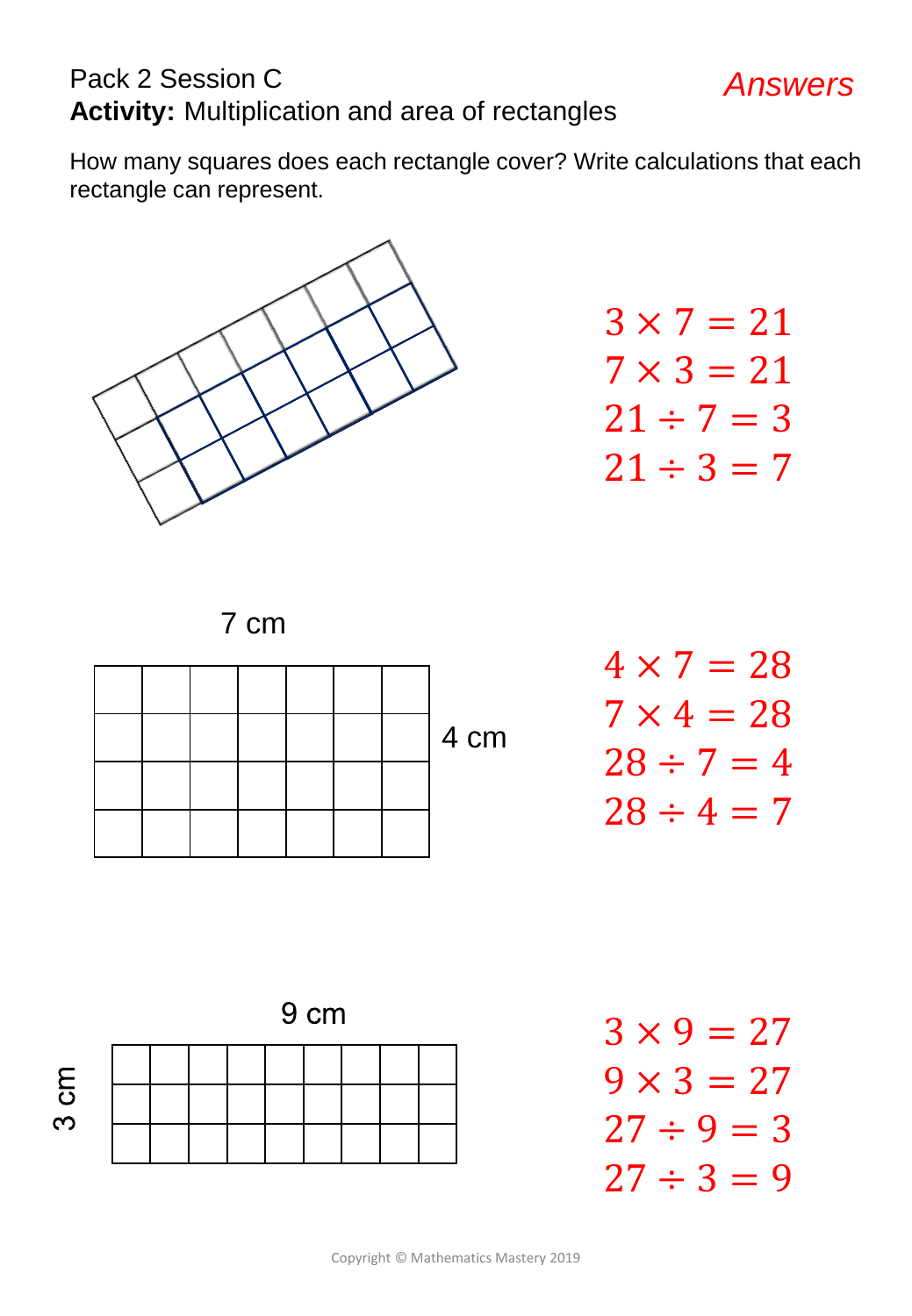Pack 2 Session C

**Activity:** Multiplication and area of rectangles

*Answers*

How many squares does each rectangle cover? Write calculations that each rectangle can represent.

$3 \times 7 = 21$

$7 \times 3 = 21$

$21 \div 7 = 3$

$21 \div 3 = 7$

7 cm

4 cm

$4 \times 7 = 28$

$7 \times 4 = 28$

$28 \div 7 = 4$

$28 \div 4 = 7$

9 cm

3 cm

$3 \times 9 = 27$

$9 \times 3 = 27$

$27 \div 9 = 3$

$27 \div 3 = 9$

Copyright © Mathematics Mastery 2019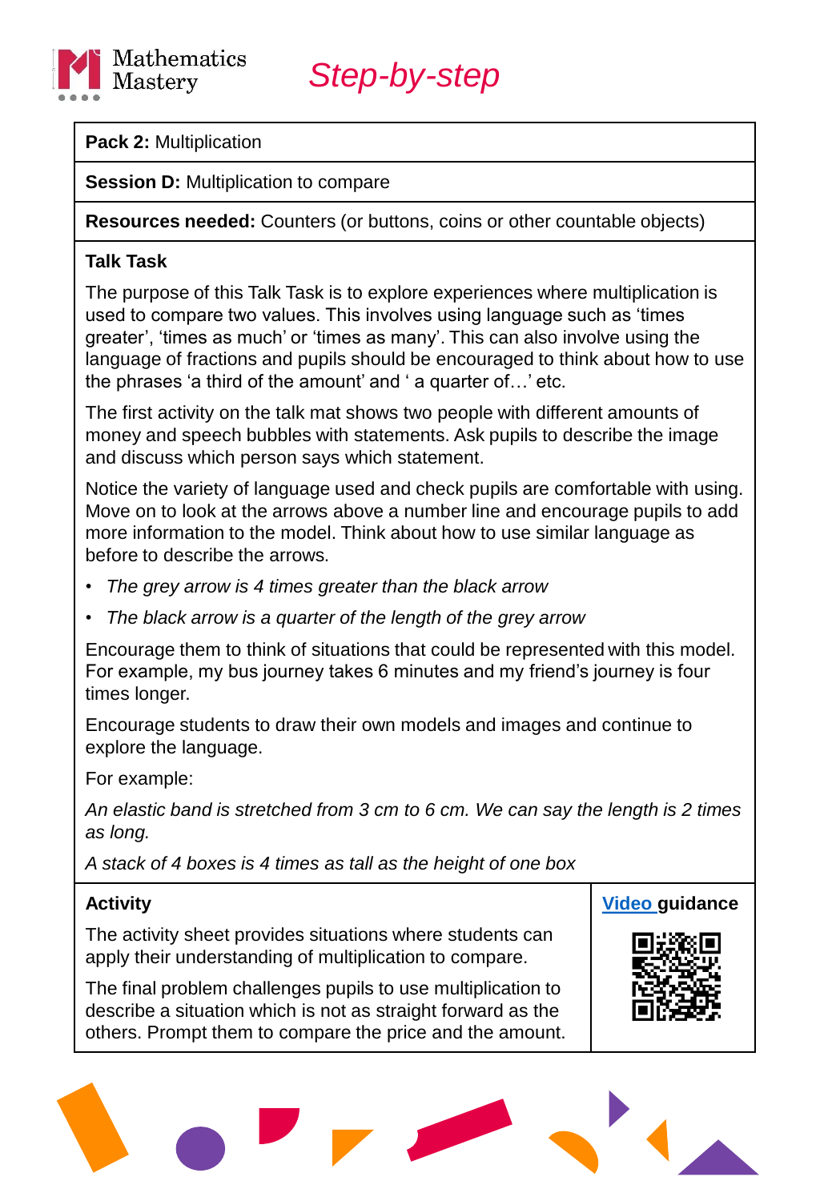Mathematics Mastery

# *Step-by-step*

**Pack 2:** Multiplication

**Session D:** Multiplication to compare

**Resources needed:** Counters (or buttons, coins or other countable objects)

**Talk Task**

The purpose of this Talk Task is to explore experiences where multiplication is used to compare two values. This involves using language such as 'times greater', 'times as much' or 'times as many'. This can also involve using the language of fractions and pupils should be encouraged to think about how to use the phrases 'a third of the amount' and ' a quarter of…' etc.

The first activity on the talk mat shows two people with different amounts of money and speech bubbles with statements. Ask pupils to describe the image and discuss which person says which statement.

Notice the variety of language used and check pupils are comfortable with using. Move on to look at the arrows above a number line and encourage pupils to add more information to the model. Think about how to use similar language as before to describe the arrows.

- *The grey arrow is 4 times greater than the black arrow*
- *The black arrow is a quarter of the length of the grey arrow*

Encourage them to think of situations that could be represented with this model. For example, my bus journey takes 6 minutes and my friend's journey is four times longer.

Encourage students to draw their own models and images and continue to explore the language.

For example:

*An elastic band is stretched from 3 cm to 6 cm. We can say the length is 2 times as long.*

*A stack of 4 boxes is 4 times as tall as the height of one box*

**Activity**

The activity sheet provides situations where students can apply their understanding of multiplication to compare.

The final problem challenges pupils to use multiplication to describe a situation which is not as straight forward as the others. Prompt them to compare the price and the amount.

**Video guidance**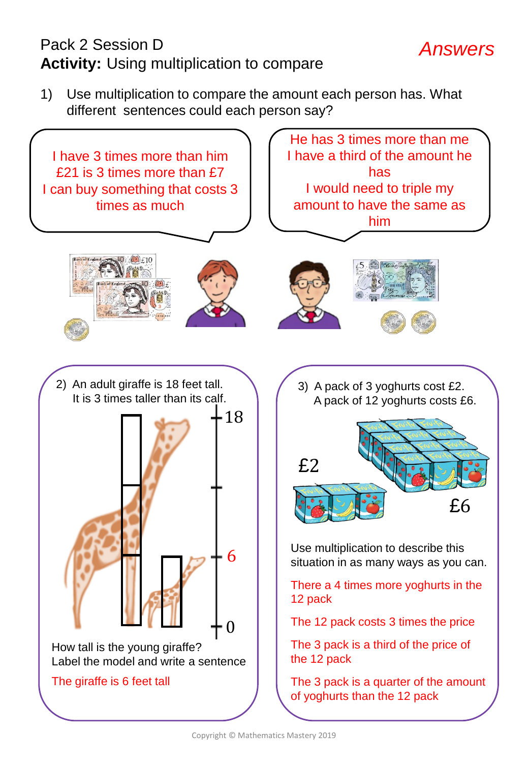Pack 2 Session D

**Activity:** Using multiplication to compare

*Answers*

1) Use multiplication to compare the amount each person has. What different sentences could each person say?

I have 3 times more than him
£21 is 3 times more than £7
I can buy something that costs 3 times as much

He has 3 times more than me
I have a third of the amount he has
I would need to triple my amount to have the same as him

2) An adult giraffe is 18 feet tall.
It is 3 times taller than its calf.

18

6

0

How tall is the young giraffe?
Label the model and write a sentence

The giraffe is 6 feet tall

3) A pack of 3 yoghurts cost £2.
A pack of 12 yoghurts costs £6.

£2

£6

Use multiplication to describe this situation in as many ways as you can.

There a 4 times more yoghurts in the 12 pack

The 12 pack costs 3 times the price

The 3 pack is a third of the price of the 12 pack

The 3 pack is a quarter of the amount of yoghurts than the 12 pack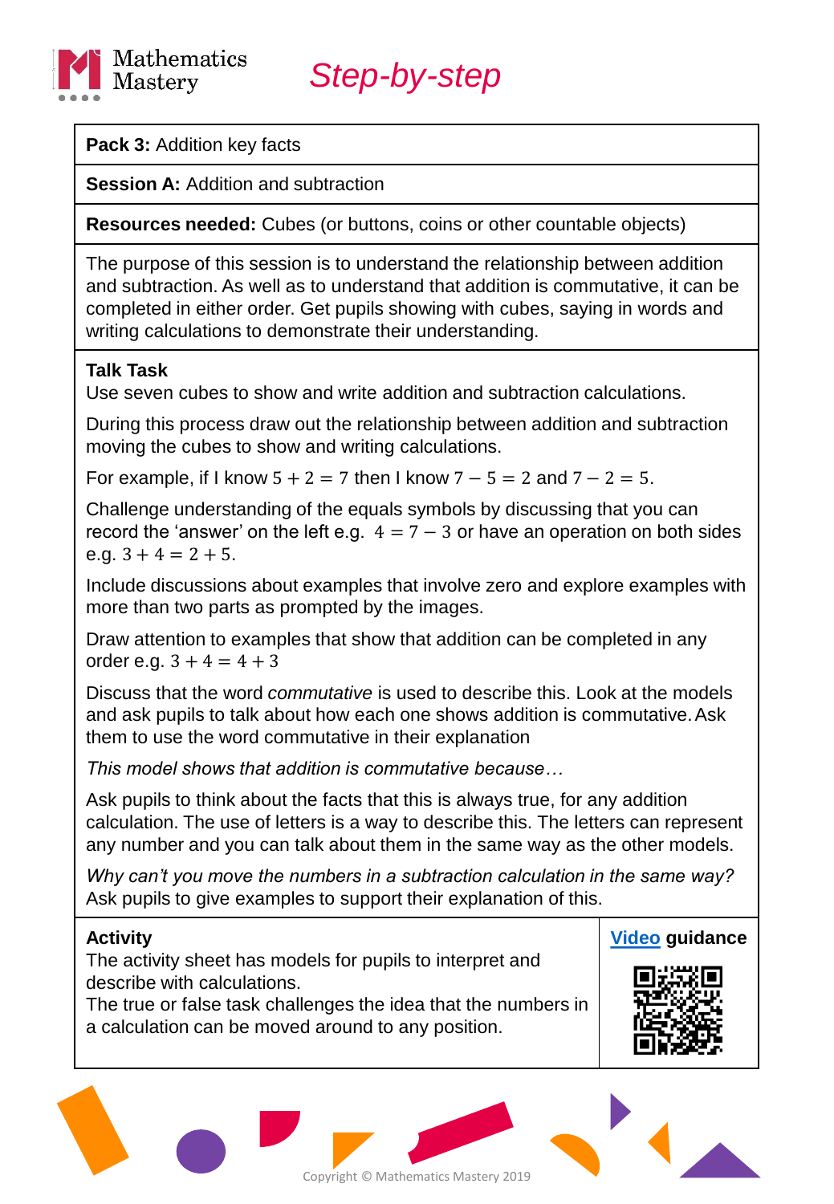Mathematics Mastery

# Step-by-step

**Pack 3:** Addition key facts

**Session A:** Addition and subtraction

**Resources needed:** Cubes (or buttons, coins or other countable objects)

The purpose of this session is to understand the relationship between addition and subtraction. As well as to understand that addition is commutative, it can be completed in either order. Get pupils showing with cubes, saying in words and writing calculations to demonstrate their understanding.

### Talk Task

Use seven cubes to show and write addition and subtraction calculations.

During this process draw out the relationship between addition and subtraction moving the cubes to show and writing calculations.

For example, if I know $5 + 2 = 7$ then I know $7 - 5 = 2$ and $7 - 2 = 5$.

Challenge understanding of the equals symbols by discussing that you can record the 'answer' on the left e.g. $4 = 7 - 3$ or have an operation on both sides e.g. $3 + 4 = 2 + 5$.

Include discussions about examples that involve zero and explore examples with more than two parts as prompted by the images.

Draw attention to examples that show that addition can be completed in any order e.g. $3 + 4 = 4 + 3$

Discuss that the word *commutative* is used to describe this. Look at the models and ask pupils to talk about how each one shows addition is commutative. Ask them to use the word commutative in their explanation

*This model shows that addition is commutative because…*

Ask pupils to think about the facts that this is always true, for any addition calculation. The use of letters is a way to describe this. The letters can represent any number and you can talk about them in the same way as the other models.

*Why can't you move the numbers in a subtraction calculation in the same way?* Ask pupils to give examples to support their explanation of this.

### Activity

The activity sheet has models for pupils to interpret and describe with calculations.
The true or false task challenges the idea that the numbers in a calculation can be moved around to any position.

**Video guidance**

Copyright © Mathematics Mastery 2019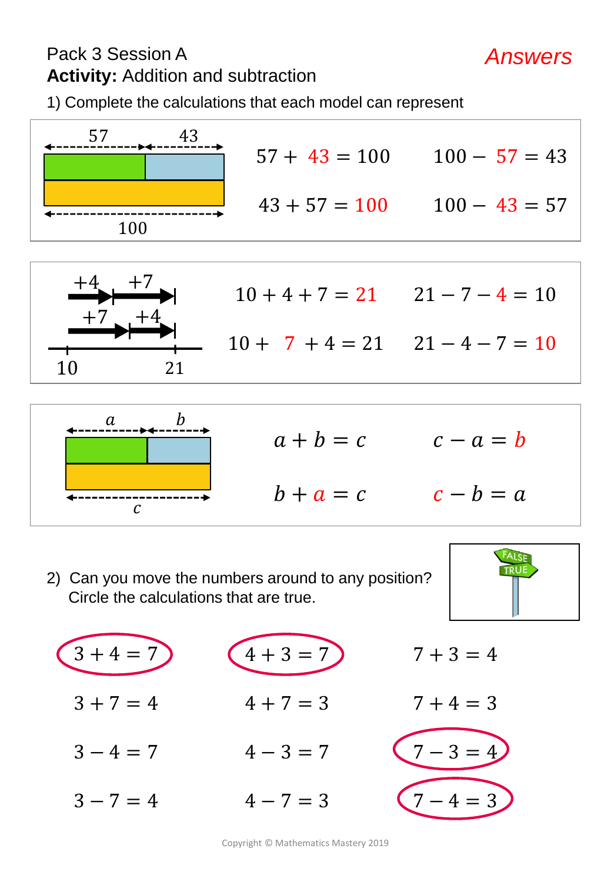Pack 3 Session A

**Answers**

**Activity:** Addition and subtraction

1) Complete the calculations that each model can represent

(Bar model: 57 and 43, total 100)

$57 + 43 = 100$ $\quad$ $100 - 57 = 43$

$43 + 57 = 100$ $\quad$ $100 - 43 = 57$

(Number line: 10 to 21, jumps +4, +7 and +7, +4)

$10 + 4 + 7 = 21$ $\quad$ $21 - 7 - 4 = 10$

$10 + 7 + 4 = 21$ $\quad$ $21 - 4 - 7 = 10$

(Bar model: $a$ and $b$, total $c$)

$a + b = c$ $\quad$ $c - a = b$

$b + a = c$ $\quad$ $c - b = a$

2) Can you move the numbers around to any position?
Circle the calculations that are true.

| | | |
|---|---|---|
| $3 + 4 = 7$ (circled) | $4 + 3 = 7$ (circled) | $7 + 3 = 4$ |
| $3 + 7 = 4$ | $4 + 7 = 3$ | $7 + 4 = 3$ |
| $3 - 4 = 7$ | $4 - 3 = 7$ | $7 - 3 = 4$ (circled) |
| $3 - 7 = 4$ | $4 - 7 = 3$ | $7 - 4 = 3$ (circled) |

Copyright © Mathematics Mastery 2019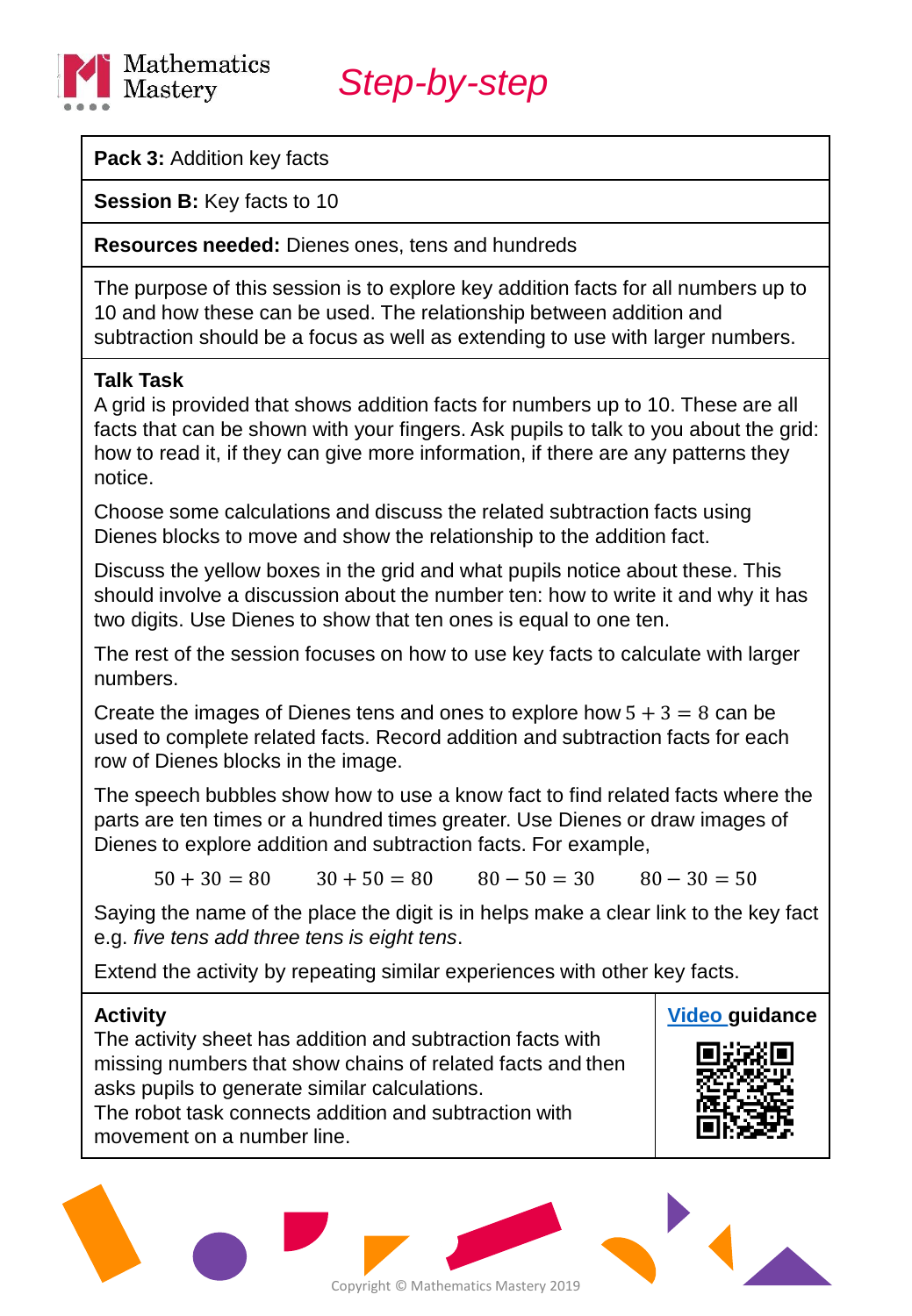Mathematics Mastery

# Step-by-step

**Pack 3:** Addition key facts

**Session B:** Key facts to 10

**Resources needed:** Dienes ones, tens and hundreds

The purpose of this session is to explore key addition facts for all numbers up to 10 and how these can be used. The relationship between addition and subtraction should be a focus as well as extending to use with larger numbers.

**Talk Task**

A grid is provided that shows addition facts for numbers up to 10. These are all facts that can be shown with your fingers. Ask pupils to talk to you about the grid: how to read it, if they can give more information, if there are any patterns they notice.

Choose some calculations and discuss the related subtraction facts using Dienes blocks to move and show the relationship to the addition fact.

Discuss the yellow boxes in the grid and what pupils notice about these. This should involve a discussion about the number ten: how to write it and why it has two digits. Use Dienes to show that ten ones is equal to one ten.

The rest of the session focuses on how to use key facts to calculate with larger numbers.

Create the images of Dienes tens and ones to explore how $5 + 3 = 8$ can be used to complete related facts. Record addition and subtraction facts for each row of Dienes blocks in the image.

The speech bubbles show how to use a know fact to find related facts where the parts are ten times or a hundred times greater. Use Dienes or draw images of Dienes to explore addition and subtraction facts. For example,

$$50 + 30 = 80 \qquad 30 + 50 = 80 \qquad 80 - 50 = 30 \qquad 80 - 30 = 50$$

Saying the name of the place the digit is in helps make a clear link to the key fact e.g. *five tens add three tens is eight tens*.

Extend the activity by repeating similar experiences with other key facts.

**Activity**

The activity sheet has addition and subtraction facts with missing numbers that show chains of related facts and then asks pupils to generate similar calculations.
The robot task connects addition and subtraction with movement on a number line.

**Video guidance**

Copyright © Mathematics Mastery 2019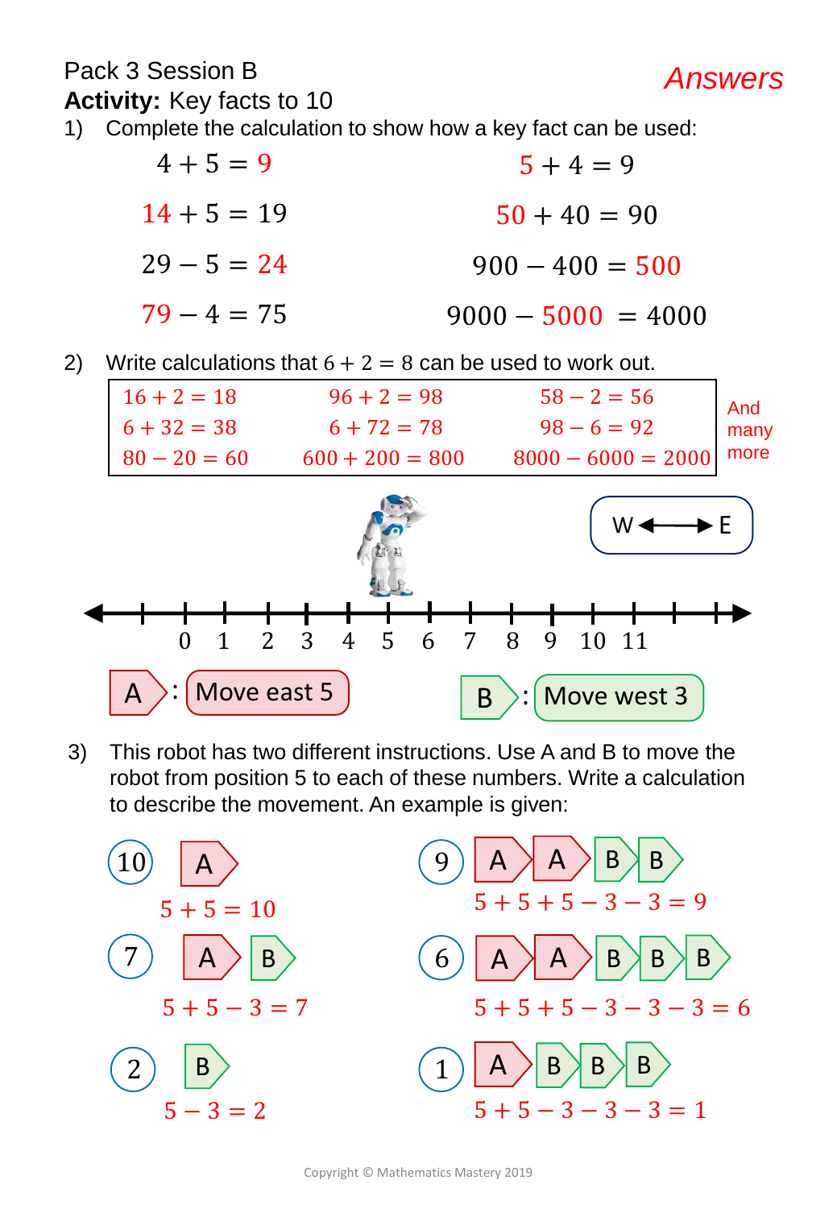Pack 3 Session B

*Answers*

**Activity:** Key facts to 10

1) Complete the calculation to show how a key fact can be used:

| | |
|---|---|
| $4 + 5 = 9$ | $5 + 4 = 9$ |
| $14 + 5 = 19$ | $50 + 40 = 90$ |
| $29 - 5 = 24$ | $900 - 400 = 500$ |
| $79 - 4 = 75$ | $9000 - 5000 = 4000$ |

2) Write calculations that $6 + 2 = 8$ can be used to work out.

| | | |
|---|---|---|
| $16 + 2 = 18$ | $96 + 2 = 98$ | $58 - 2 = 56$ |
| $6 + 32 = 38$ | $6 + 72 = 78$ | $98 - 6 = 92$ |
| $80 - 20 = 60$ | $600 + 200 = 800$ | $8000 - 6000 = 2000$ |

And many more

W ← → E

0 1 2 3 4 5 6 7 8 9 10 11

A: Move east 5

B: Move west 3

3) This robot has two different instructions. Use A and B to move the robot from position 5 to each of these numbers. Write a calculation to describe the movement. An example is given:

10: A

$5 + 5 = 10$

9: A A B B

$5 + 5 + 5 - 3 - 3 = 9$

7: A B

$5 + 5 - 3 = 7$

6: A A B B B

$5 + 5 + 5 - 3 - 3 - 3 = 6$

2: B

$5 - 3 = 2$

1: A B B B

$5 + 5 - 3 - 3 - 3 = 1$

Copyright © Mathematics Mastery 2019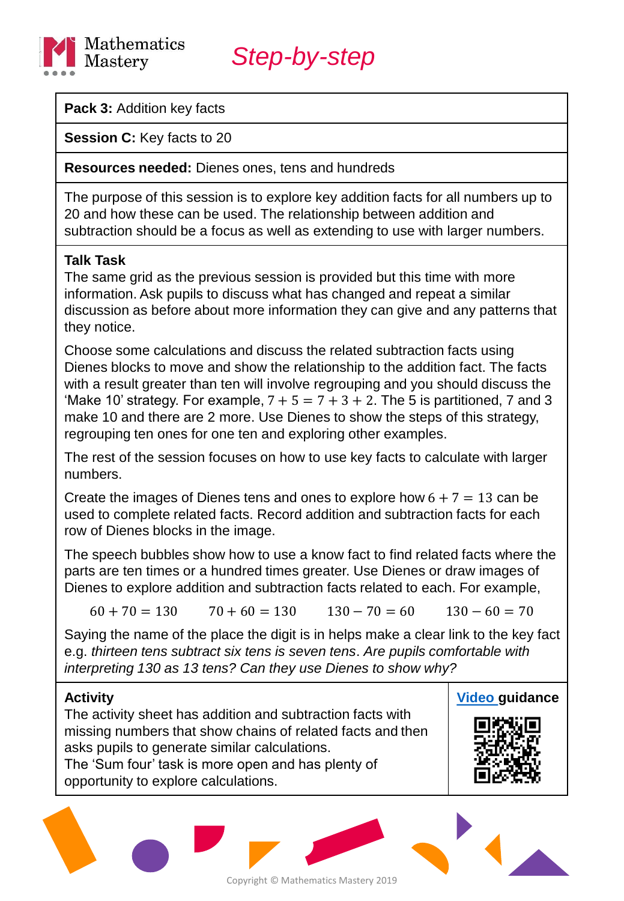Mathematics Mastery

# Step-by-step

**Pack 3:** Addition key facts

**Session C:** Key facts to 20

**Resources needed:** Dienes ones, tens and hundreds

The purpose of this session is to explore key addition facts for all numbers up to 20 and how these can be used. The relationship between addition and subtraction should be a focus as well as extending to use with larger numbers.

**Talk Task**

The same grid as the previous session is provided but this time with more information. Ask pupils to discuss what has changed and repeat a similar discussion as before about more information they can give and any patterns that they notice.

Choose some calculations and discuss the related subtraction facts using Dienes blocks to move and show the relationship to the addition fact. The facts with a result greater than ten will involve regrouping and you should discuss the 'Make 10' strategy. For example, $7 + 5 = 7 + 3 + 2$. The 5 is partitioned, 7 and 3 make 10 and there are 2 more. Use Dienes to show the steps of this strategy, regrouping ten ones for one ten and exploring other examples.

The rest of the session focuses on how to use key facts to calculate with larger numbers.

Create the images of Dienes tens and ones to explore how $6 + 7 = 13$ can be used to complete related facts. Record addition and subtraction facts for each row of Dienes blocks in the image.

The speech bubbles show how to use a know fact to find related facts where the parts are ten times or a hundred times greater. Use Dienes or draw images of Dienes to explore addition and subtraction facts related to each. For example,

$$60 + 70 = 130 \qquad 70 + 60 = 130 \qquad 130 - 70 = 60 \qquad 130 - 60 = 70$$

Saying the name of the place the digit is in helps make a clear link to the key fact e.g. *thirteen tens subtract six tens is seven tens*. *Are pupils comfortable with interpreting 130 as 13 tens? Can they use Dienes to show why?*

**Activity**

The activity sheet has addition and subtraction facts with missing numbers that show chains of related facts and then asks pupils to generate similar calculations.
The 'Sum four' task is more open and has plenty of opportunity to explore calculations.

**Video guidance**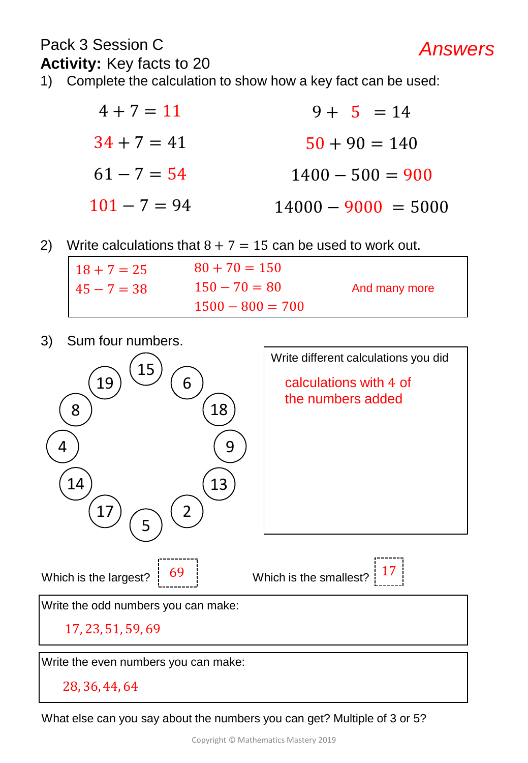Pack 3 Session C

*Answers*

**Activity:** Key facts to 20

1) Complete the calculation to show how a key fact can be used:

| | |
|---|---|
| $4 + 7 = 11$ | $9 + 5 = 14$ |
| $34 + 7 = 41$ | $50 + 90 = 140$ |
| $61 - 7 = 54$ | $1400 - 500 = 900$ |
| $101 - 7 = 94$ | $14000 - 9000 = 5000$ |

2) Write calculations that $8 + 7 = 15$ can be used to work out.

| | | |
|---|---|---|
| $18 + 7 = 25$ | $80 + 70 = 150$ | |
| $45 - 7 = 38$ | $150 - 70 = 80$ | And many more |
| | $1500 - 800 = 700$ | |

3) Sum four numbers.

Numbers: 15, 6, 18, 9, 13, 2, 5, 17, 14, 4, 8, 19

Write different calculations you did

calculations with 4 of the numbers added

Which is the largest? 69

Which is the smallest? 17

Write the odd numbers you can make:

$17, 23, 51, 59, 69$

Write the even numbers you can make:

$28, 36, 44, 64$

What else can you say about the numbers you can get? Multiple of 3 or 5?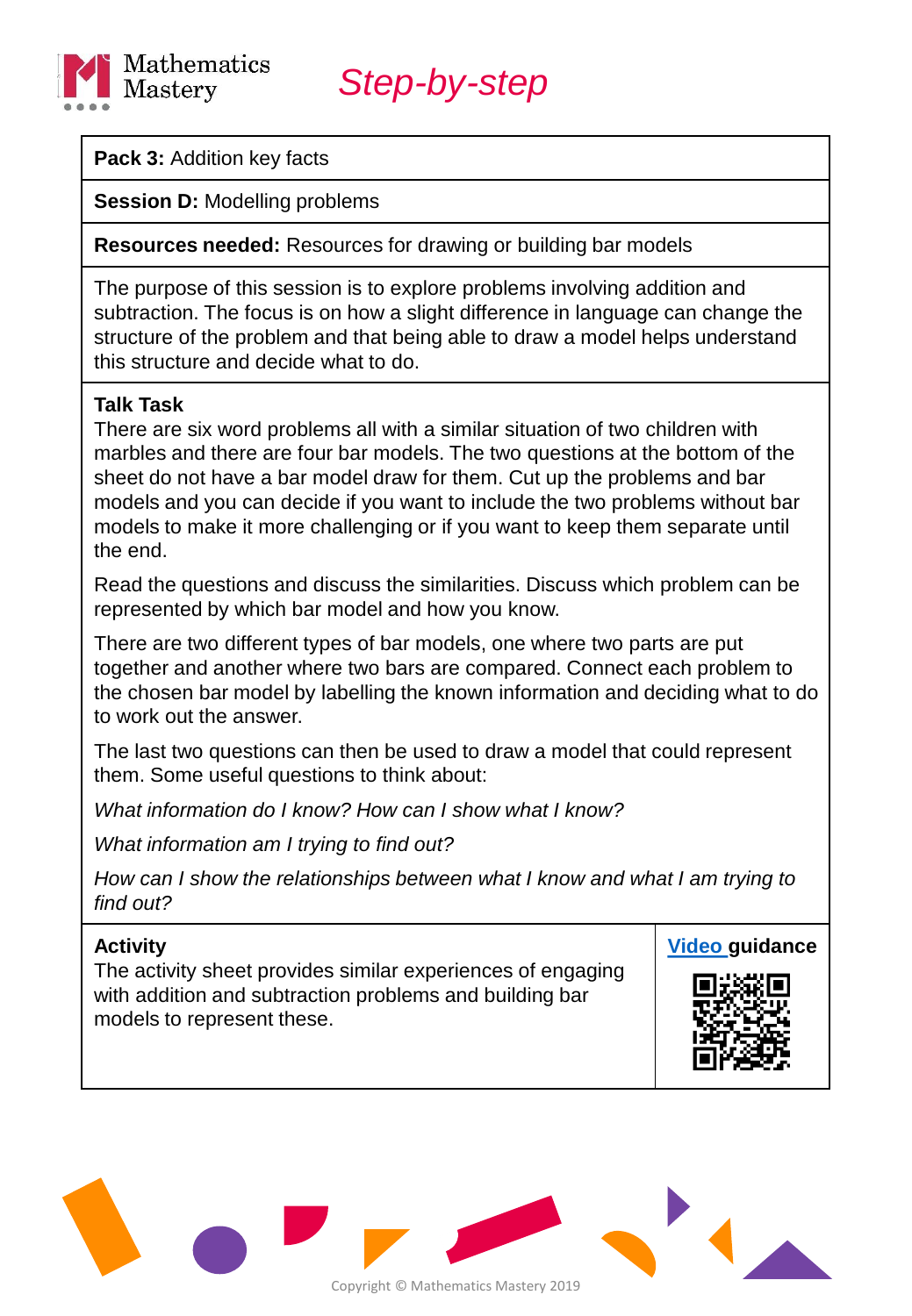# Step-by-step

**Pack 3:** Addition key facts

**Session D:** Modelling problems

**Resources needed:** Resources for drawing or building bar models

The purpose of this session is to explore problems involving addition and subtraction. The focus is on how a slight difference in language can change the structure of the problem and that being able to draw a model helps understand this structure and decide what to do.

## Talk Task

There are six word problems all with a similar situation of two children with marbles and there are four bar models. The two questions at the bottom of the sheet do not have a bar model draw for them. Cut up the problems and bar models and you can decide if you want to include the two problems without bar models to make it more challenging or if you want to keep them separate until the end.

Read the questions and discuss the similarities. Discuss which problem can be represented by which bar model and how you know.

There are two different types of bar models, one where two parts are put together and another where two bars are compared. Connect each problem to the chosen bar model by labelling the known information and deciding what to do to work out the answer.

The last two questions can then be used to draw a model that could represent them. Some useful questions to think about:

*What information do I know? How can I show what I know?*

*What information am I trying to find out?*

*How can I show the relationships between what I know and what I am trying to find out?*

## Activity

The activity sheet provides similar experiences of engaging with addition and subtraction problems and building bar models to represent these.

**Video guidance**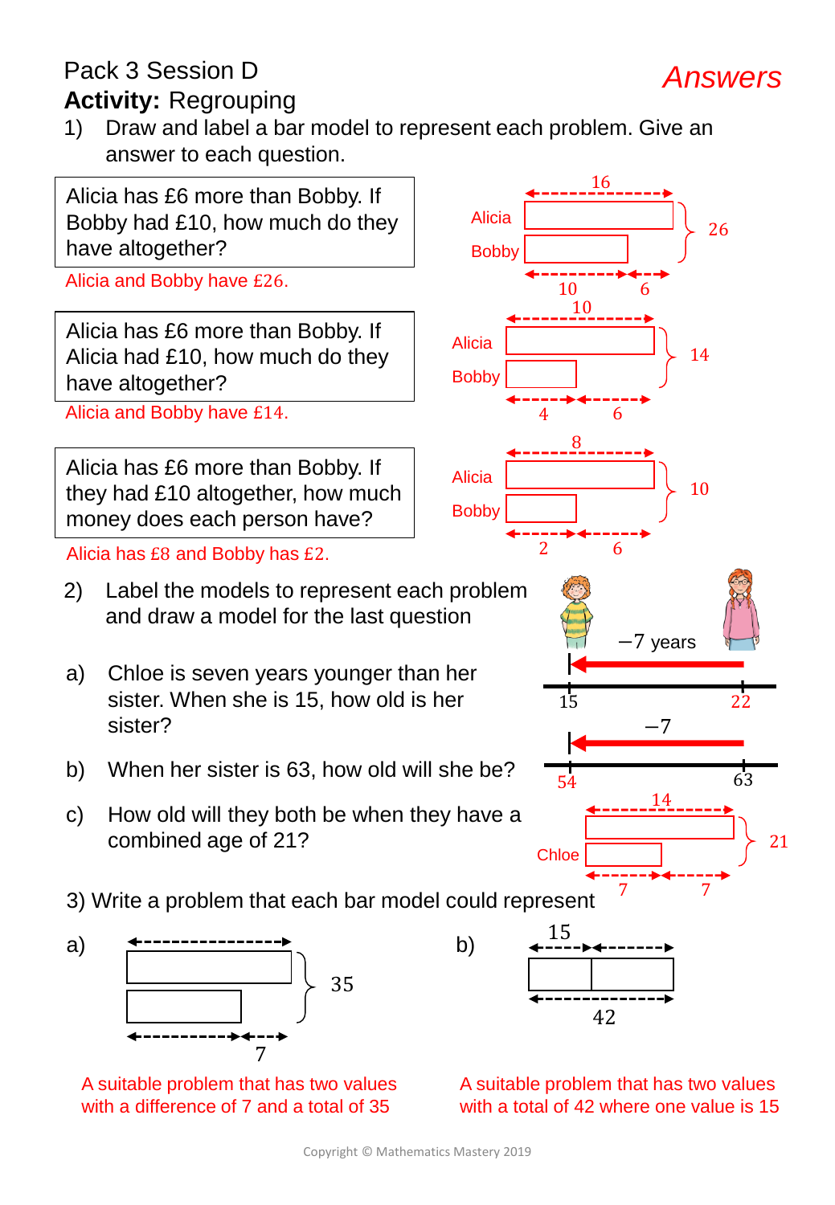Pack 3 Session D

**Activity:** Regrouping

*Answers*

1) Draw and label a bar model to represent each problem. Give an answer to each question.

Alicia has £6 more than Bobby. If Bobby had £10, how much do they have altogether?

Alicia and Bobby have £26.

Alicia, Bobby — 16, 26, 10, 6

Alicia has £6 more than Bobby. If Alicia had £10, how much do they have altogether?

Alicia and Bobby have £14.

Alicia, Bobby — 10, 14, 4, 6

Alicia has £6 more than Bobby. If they had £10 altogether, how much money does each person have?

Alicia has £8 and Bobby has £2.

Alicia, Bobby — 8, 10, 2, 6

2) Label the models to represent each problem and draw a model for the last question

a) Chloe is seven years younger than her sister. When she is 15, how old is her sister?

−7 years — 15, 22

b) When her sister is 63, how old will she be?

−7 — 54, 63

c) How old will they both be when they have a combined age of 21?

Chloe — 14, 21, 7, 7

3) Write a problem that each bar model could represent

a) 35, 7

A suitable problem that has two values with a difference of 7 and a total of 35

b) 15, 42

A suitable problem that has two values with a total of 42 where one value is 15

Copyright © Mathematics Mastery 2019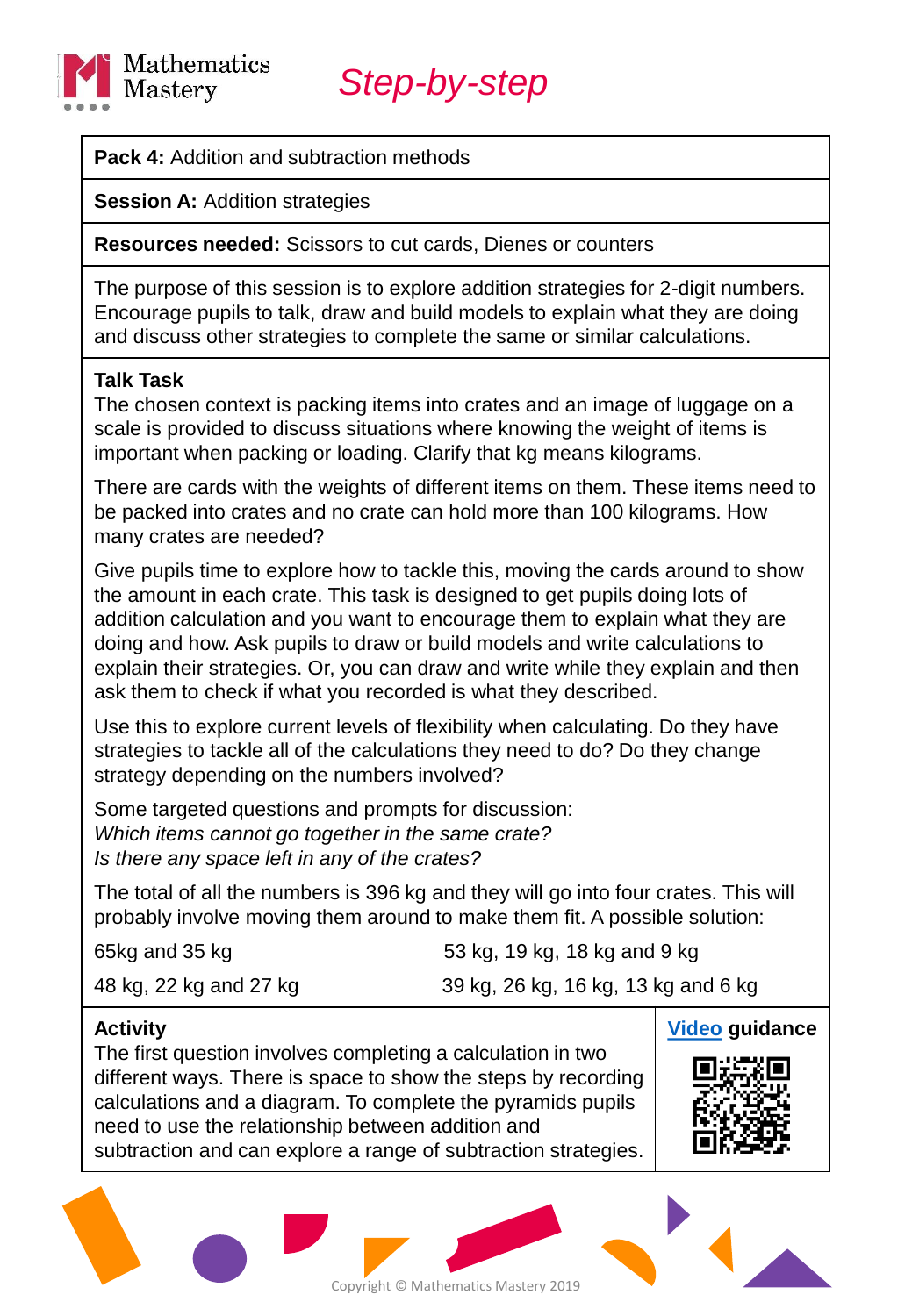# Step-by-step

**Pack 4:** Addition and subtraction methods

**Session A:** Addition strategies

**Resources needed:** Scissors to cut cards, Dienes or counters

The purpose of this session is to explore addition strategies for 2-digit numbers. Encourage pupils to talk, draw and build models to explain what they are doing and discuss other strategies to complete the same or similar calculations.

**Talk Task**

The chosen context is packing items into crates and an image of luggage on a scale is provided to discuss situations where knowing the weight of items is important when packing or loading. Clarify that kg means kilograms.

There are cards with the weights of different items on them. These items need to be packed into crates and no crate can hold more than 100 kilograms. How many crates are needed?

Give pupils time to explore how to tackle this, moving the cards around to show the amount in each crate. This task is designed to get pupils doing lots of addition calculation and you want to encourage them to explain what they are doing and how. Ask pupils to draw or build models and write calculations to explain their strategies. Or, you can draw and write while they explain and then ask them to check if what you recorded is what they described.

Use this to explore current levels of flexibility when calculating. Do they have strategies to tackle all of the calculations they need to do? Do they change strategy depending on the numbers involved?

Some targeted questions and prompts for discussion:
*Which items cannot go together in the same crate?*
*Is there any space left in any of the crates?*

The total of all the numbers is 396 kg and they will go into four crates. This will probably involve moving them around to make them fit. A possible solution:

| | |
|---|---|
| 65kg and 35 kg | 53 kg, 19 kg, 18 kg and 9 kg |
| 48 kg, 22 kg and 27 kg | 39 kg, 26 kg, 16 kg, 13 kg and 6 kg |

**Activity**

The first question involves completing a calculation in two different ways. There is space to show the steps by recording calculations and a diagram. To complete the pyramids pupils need to use the relationship between addition and subtraction and can explore a range of subtraction strategies.

**Video guidance**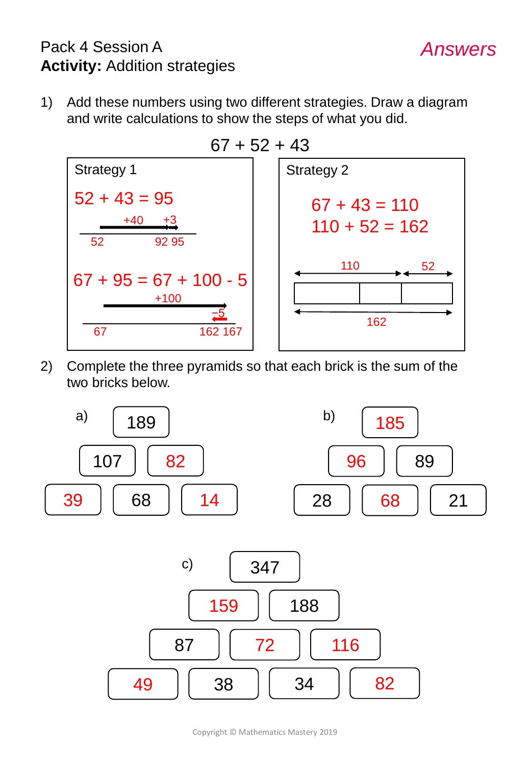Pack 4 Session A

**Activity:** Addition strategies

*Answers*

1) Add these numbers using two different strategies. Draw a diagram and write calculations to show the steps of what you did.

$$67 + 52 + 43$$

**Strategy 1**

$52 + 43 = 95$

+40 +3

52 92 95

$67 + 95 = 67 + 100 - 5$

+100

−5

67 162 167

**Strategy 2**

$67 + 43 = 110$

$110 + 52 = 162$

110 52

162

2) Complete the three pyramids so that each brick is the sum of the two bricks below.

a)

| | 189 | |
|---|---|---|
| 107 | 82 | |
| 39 | 68 | 14 |

b)

| | 185 | |
|---|---|---|
| 96 | 89 | |
| 28 | 68 | 21 |

c)

| | | 347 | |
|---|---|---|---|
| | 159 | 188 | |
| 87 | 72 | 116 | |
| 49 | 38 | 34 | 82 |

Copyright © Mathematics Mastery 2019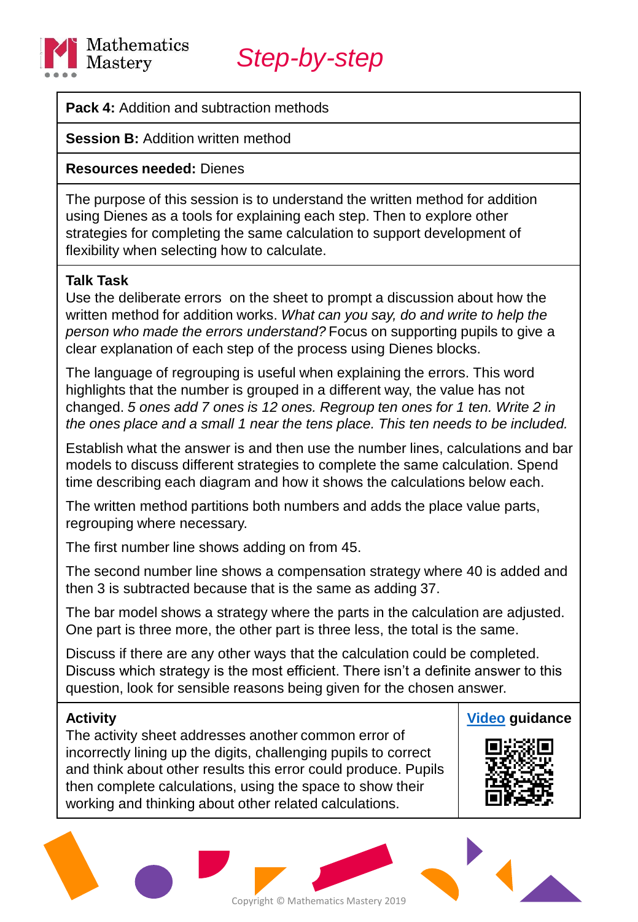Mathematics Mastery

# *Step-by-step*

**Pack 4:** Addition and subtraction methods

**Session B:** Addition written method

**Resources needed:** Dienes

The purpose of this session is to understand the written method for addition using Dienes as a tools for explaining each step. Then to explore other strategies for completing the same calculation to support development of flexibility when selecting how to calculate.

**Talk Task**

Use the deliberate errors on the sheet to prompt a discussion about how the written method for addition works. *What can you say, do and write to help the person who made the errors understand?* Focus on supporting pupils to give a clear explanation of each step of the process using Dienes blocks.

The language of regrouping is useful when explaining the errors. This word highlights that the number is grouped in a different way, the value has not changed. *5 ones add 7 ones is 12 ones. Regroup ten ones for 1 ten. Write 2 in the ones place and a small 1 near the tens place. This ten needs to be included.*

Establish what the answer is and then use the number lines, calculations and bar models to discuss different strategies to complete the same calculation. Spend time describing each diagram and how it shows the calculations below each.

The written method partitions both numbers and adds the place value parts, regrouping where necessary.

The first number line shows adding on from 45.

The second number line shows a compensation strategy where 40 is added and then 3 is subtracted because that is the same as adding 37.

The bar model shows a strategy where the parts in the calculation are adjusted. One part is three more, the other part is three less, the total is the same.

Discuss if there are any other ways that the calculation could be completed. Discuss which strategy is the most efficient. There isn't a definite answer to this question, look for sensible reasons being given for the chosen answer.

**Activity**

The activity sheet addresses another common error of incorrectly lining up the digits, challenging pupils to correct and think about other results this error could produce. Pupils then complete calculations, using the space to show their working and thinking about other related calculations.

**Video guidance**

Copyright © Mathematics Mastery 2019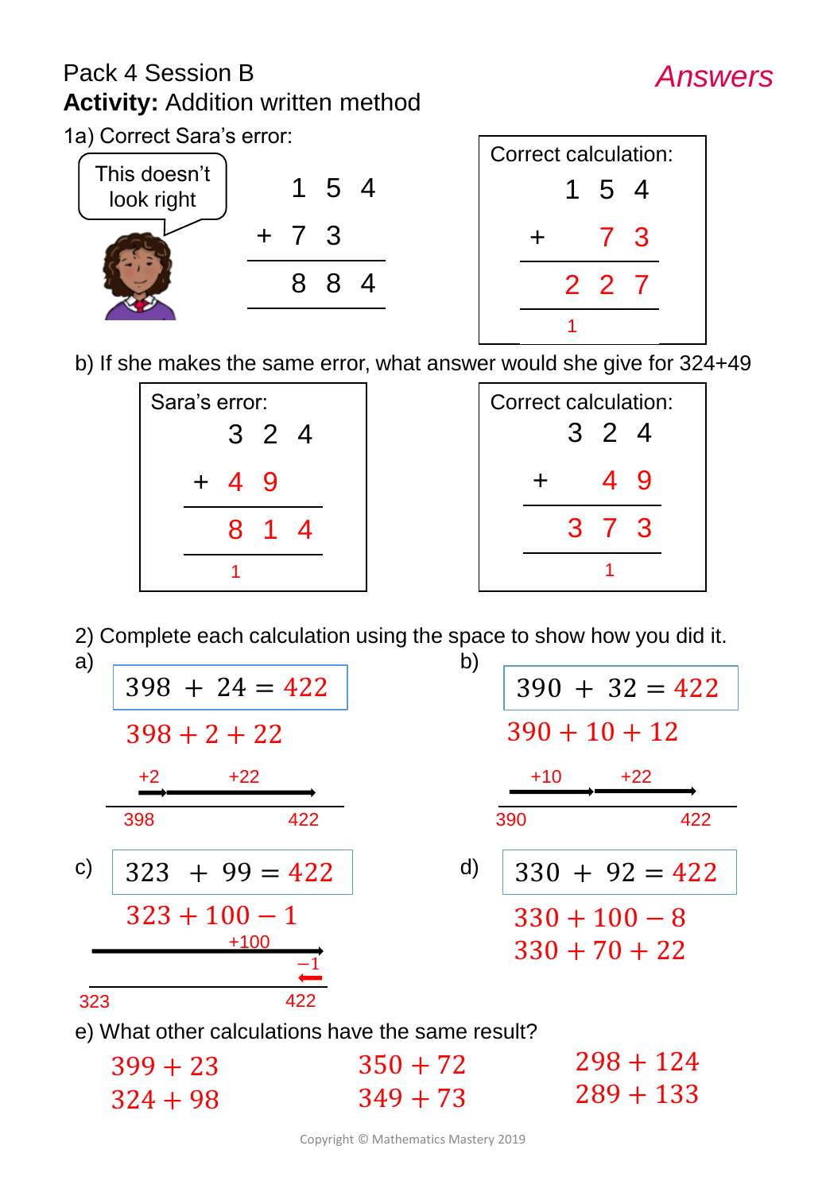Pack 4 Session B

*Answers*

**Activity:** Addition written method

1a) Correct Sara's error:

This doesn't look right

```
  1 5 4
+ 7 3
-------
  8 8 4
```

Correct calculation:

```
  1 5 4
+   7 3
-------
  2 2 7
  1
```

b) If she makes the same error, what answer would she give for 324+49

Sara's error:

```
  3 2 4
+ 4 9
-------
  8 1 4
  1
```

Correct calculation:

```
  3 2 4
+   4 9
-------
  3 7 3
    1
```

2) Complete each calculation using the space to show how you did it.

a) $398 + 24 = 422$

$398 + 2 + 22$

+2, +22 (number line: 398 to 422)

b) $390 + 32 = 422$

$390 + 10 + 12$

+10, +22 (number line: 390 to 422)

c) $323 + 99 = 422$

$323 + 100 - 1$

+100, −1 (number line: 323 to 422)

d) $330 + 92 = 422$

$330 + 100 - 8$

$330 + 70 + 22$

e) What other calculations have the same result?

$399 + 23$

$324 + 98$

$350 + 72$

$349 + 73$

$298 + 124$

$289 + 133$

Copyright © Mathematics Mastery 2019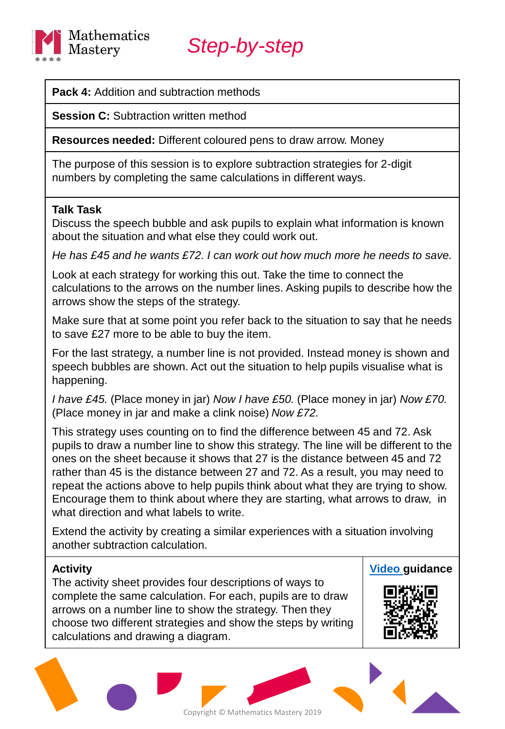# Step-by-step

**Pack 4:** Addition and subtraction methods

**Session C:** Subtraction written method

**Resources needed:** Different coloured pens to draw arrow. Money

The purpose of this session is to explore subtraction strategies for 2-digit numbers by completing the same calculations in different ways.

**Talk Task**

Discuss the speech bubble and ask pupils to explain what information is known about the situation and what else they could work out.

*He has £45 and he wants £72. I can work out how much more he needs to save.*

Look at each strategy for working this out. Take the time to connect the calculations to the arrows on the number lines. Asking pupils to describe how the arrows show the steps of the strategy.

Make sure that at some point you refer back to the situation to say that he needs to save £27 more to be able to buy the item.

For the last strategy, a number line is not provided. Instead money is shown and speech bubbles are shown. Act out the situation to help pupils visualise what is happening.

*I have £45.* (Place money in jar) *Now I have £50.* (Place money in jar) *Now £70.* (Place money in jar and make a clink noise) *Now £72.*

This strategy uses counting on to find the difference between 45 and 72. Ask pupils to draw a number line to show this strategy. The line will be different to the ones on the sheet because it shows that 27 is the distance between 45 and 72 rather than 45 is the distance between 27 and 72. As a result, you may need to repeat the actions above to help pupils think about what they are trying to show. Encourage them to think about where they are starting, what arrows to draw, in what direction and what labels to write.

Extend the activity by creating a similar experiences with a situation involving another subtraction calculation.

**Activity**

The activity sheet provides four descriptions of ways to complete the same calculation. For each, pupils are to draw arrows on a number line to show the strategy. Then they choose two different strategies and show the steps by writing calculations and drawing a diagram.

**Video guidance**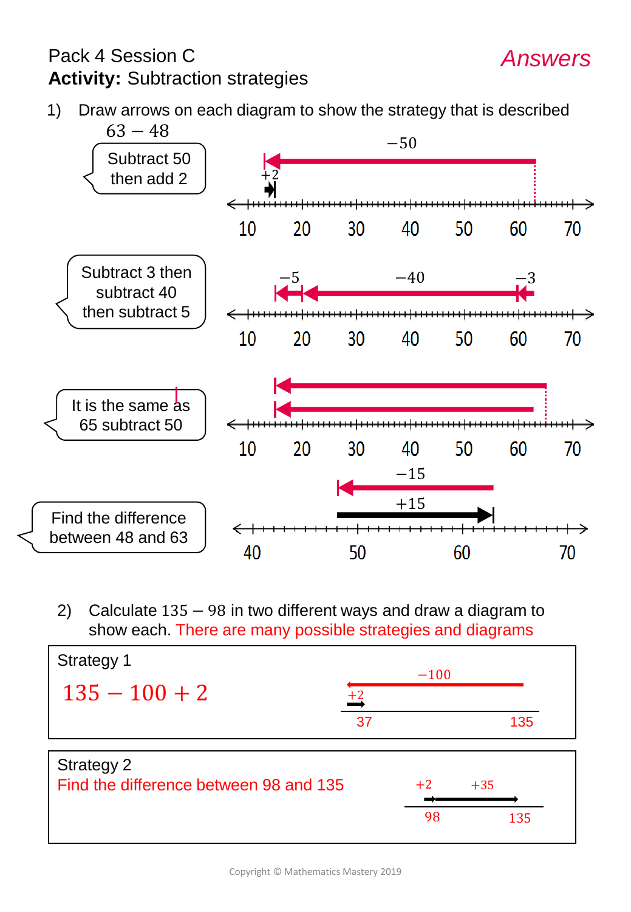Pack 4 Session C

**Activity:** Subtraction strategies

*Answers*

1) Draw arrows on each diagram to show the strategy that is described

$63 - 48$

Subtract 50 then add 2

$-50$

$+2$

10 20 30 40 50 60 70

Subtract 3 then subtract 40 then subtract 5

$-5$ $-40$ $-3$

10 20 30 40 50 60 70

It is the same as 65 subtract 50

10 20 30 40 50 60 70

Find the difference between 48 and 63

$-15$

$+15$

40 50 60 70

2) Calculate $135 - 98$ in two different ways and draw a diagram to show each. There are many possible strategies and diagrams

**Strategy 1**

$135 - 100 + 2$

$-100$

$+2$

37 135

**Strategy 2**

Find the difference between 98 and 135

$+2$ $+35$

98 135

Copyright © Mathematics Mastery 2019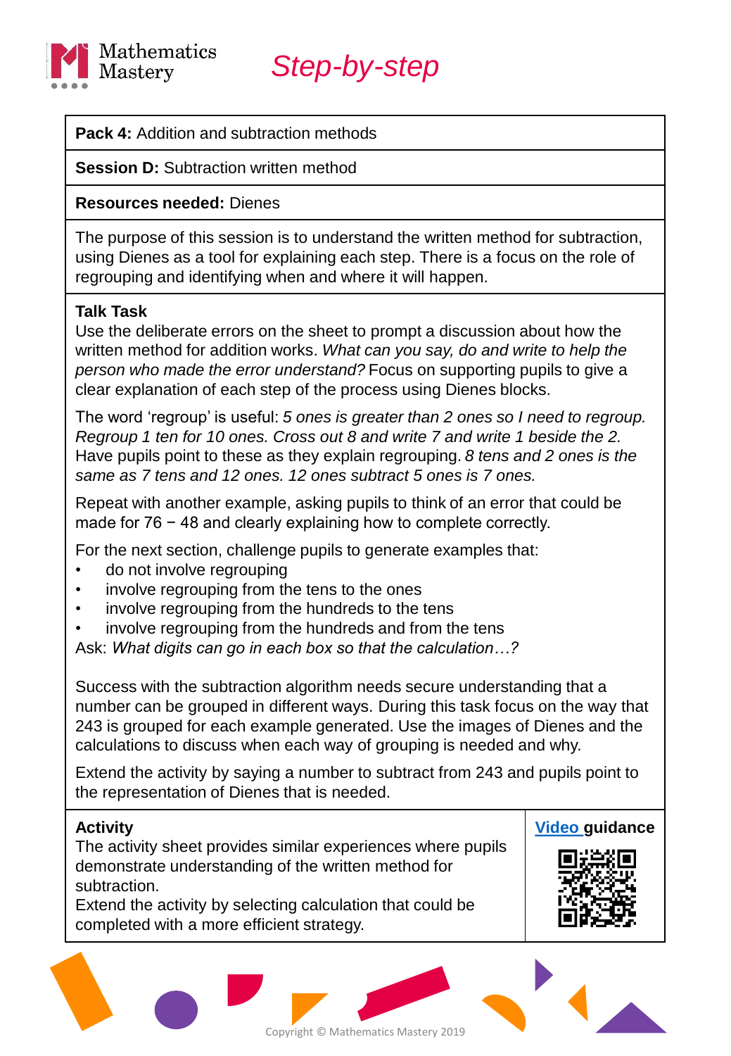Mathematics Mastery

# Step-by-step

**Pack 4:** Addition and subtraction methods

**Session D:** Subtraction written method

**Resources needed:** Dienes

The purpose of this session is to understand the written method for subtraction, using Dienes as a tool for explaining each step. There is a focus on the role of regrouping and identifying when and where it will happen.

**Talk Task**

Use the deliberate errors on the sheet to prompt a discussion about how the written method for addition works. *What can you say, do and write to help the person who made the error understand?* Focus on supporting pupils to give a clear explanation of each step of the process using Dienes blocks.

The word 'regroup' is useful: *5 ones is greater than 2 ones so I need to regroup. Regroup 1 ten for 10 ones. Cross out 8 and write 7 and write 1 beside the 2.* Have pupils point to these as they explain regrouping. *8 tens and 2 ones is the same as 7 tens and 12 ones. 12 ones subtract 5 ones is 7 ones.*

Repeat with another example, asking pupils to think of an error that could be made for 76 − 48 and clearly explaining how to complete correctly.

For the next section, challenge pupils to generate examples that:

- do not involve regrouping
- involve regrouping from the tens to the ones
- involve regrouping from the hundreds to the tens
- involve regrouping from the hundreds and from the tens

Ask: *What digits can go in each box so that the calculation…?*

Success with the subtraction algorithm needs secure understanding that a number can be grouped in different ways. During this task focus on the way that 243 is grouped for each example generated. Use the images of Dienes and the calculations to discuss when each way of grouping is needed and why.

Extend the activity by saying a number to subtract from 243 and pupils point to the representation of Dienes that is needed.

**Activity**

The activity sheet provides similar experiences where pupils demonstrate understanding of the written method for subtraction.

Extend the activity by selecting calculation that could be completed with a more efficient strategy.

**Video guidance**

Copyright © Mathematics Mastery 2019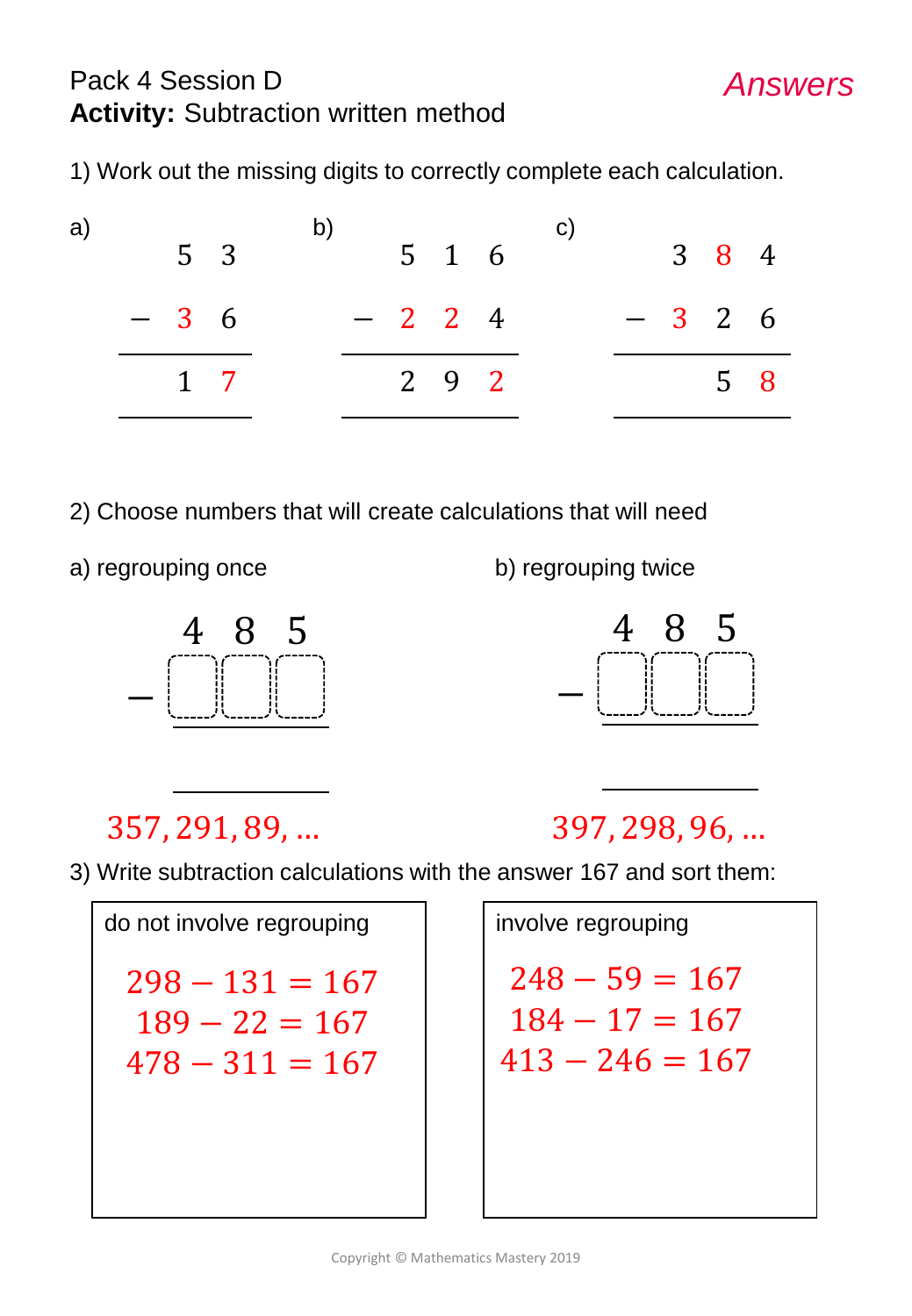Pack 4 Session D

**Activity:** Subtraction written method

*Answers*

1) Work out the missing digits to correctly complete each calculation.

a)

$$\begin{array}{r} 5\ 3 \\ -\ 3\ 6 \\ \hline 1\ 7 \\ \hline \end{array}$$

b)

$$\begin{array}{r} 5\ 1\ 6 \\ -\ 2\ 2\ 4 \\ \hline 2\ 9\ 2 \\ \hline \end{array}$$

c)

$$\begin{array}{r} 3\ 8\ 4 \\ -\ 3\ 2\ 6 \\ \hline 5\ 8 \\ \hline \end{array}$$

2) Choose numbers that will create calculations that will need

a) regrouping once

$$\begin{array}{r} 4\ 8\ 5 \\ -\ \square\square\square \\ \hline \\ \hline \end{array}$$

$357, 291, 89, \ldots$

b) regrouping twice

$$\begin{array}{r} 4\ 8\ 5 \\ -\ \square\square\square \\ \hline \\ \hline \end{array}$$

$397, 298, 96, \ldots$

3) Write subtraction calculations with the answer 167 and sort them:

| do not involve regrouping | involve regrouping |
|---|---|
| $298 - 131 = 167$ | $248 - 59 = 167$ |
| $189 - 22 = 167$ | $184 - 17 = 167$ |
| $478 - 311 = 167$ | $413 - 246 = 167$ |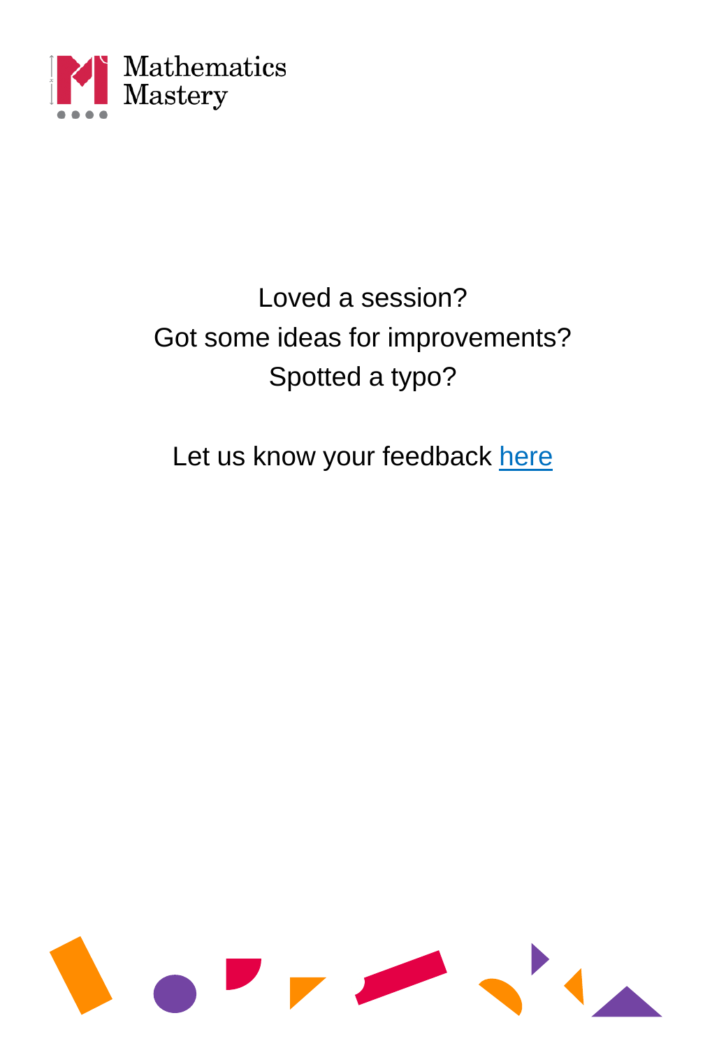Mathematics Mastery

Loved a session?

Got some ideas for improvements?

Spotted a typo?

Let us know your feedback here